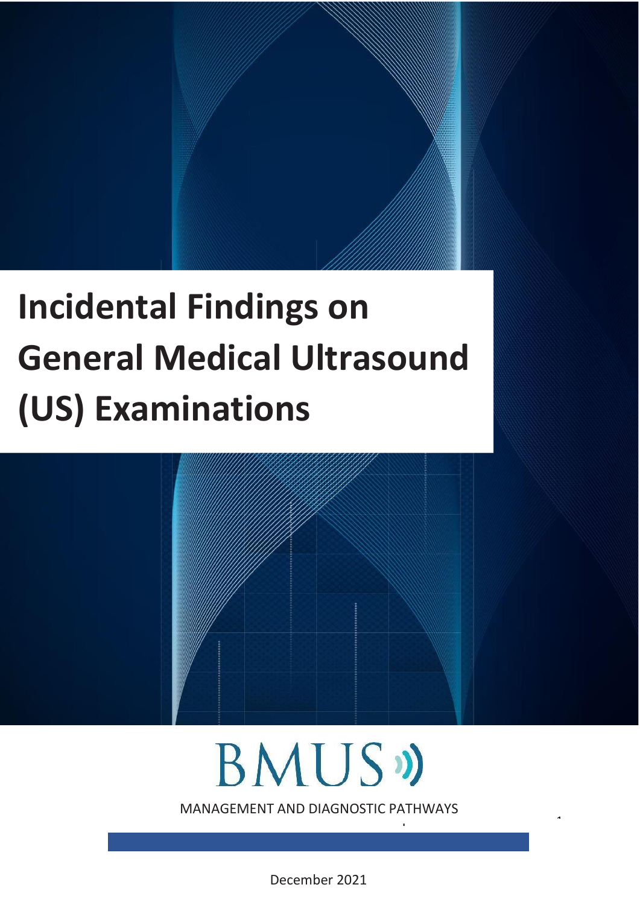# Incidental Findings on General Medical Ultrasound (US) Examinations

BMUS

MANAGEMENT AND DIAGNOSTIC PATHWAYS

December 2021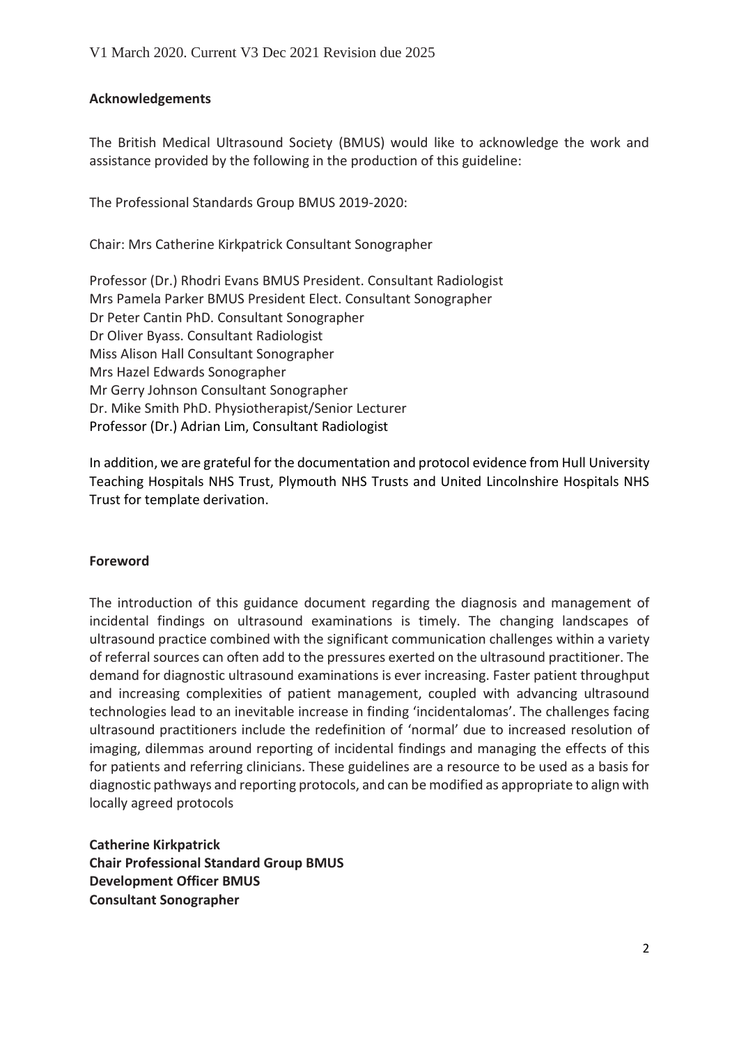V1 March 2020. Current V3 Dec 2021 Revision due 2025

## Acknowledgements

The British Medical Ultrasound Society (BMUS) would like to acknowledge the work and assistance provided by the following in the production of this guideline:

The Professional Standards Group BMUS 2019-2020:

Chair: Mrs Catherine Kirkpatrick Consultant Sonographer

Professor (Dr.) Rhodri Evans BMUS President. Consultant Radiologist
Mrs Pamela Parker BMUS President Elect. Consultant Sonographer
Dr Peter Cantin PhD. Consultant Sonographer
Dr Oliver Byass. Consultant Radiologist
Miss Alison Hall Consultant Sonographer
Mrs Hazel Edwards Sonographer
Mr Gerry Johnson Consultant Sonographer
Dr. Mike Smith PhD. Physiotherapist/Senior Lecturer
Professor (Dr.) Adrian Lim, Consultant Radiologist

In addition, we are grateful for the documentation and protocol evidence from Hull University Teaching Hospitals NHS Trust, Plymouth NHS Trusts and United Lincolnshire Hospitals NHS Trust for template derivation.

## Foreword

The introduction of this guidance document regarding the diagnosis and management of incidental findings on ultrasound examinations is timely. The changing landscapes of ultrasound practice combined with the significant communication challenges within a variety of referral sources can often add to the pressures exerted on the ultrasound practitioner. The demand for diagnostic ultrasound examinations is ever increasing. Faster patient throughput and increasing complexities of patient management, coupled with advancing ultrasound technologies lead to an inevitable increase in finding 'incidentalomas'. The challenges facing ultrasound practitioners include the redefinition of 'normal' due to increased resolution of imaging, dilemmas around reporting of incidental findings and managing the effects of this for patients and referring clinicians. These guidelines are a resource to be used as a basis for diagnostic pathways and reporting protocols, and can be modified as appropriate to align with locally agreed protocols

**Catherine Kirkpatrick**
**Chair Professional Standard Group BMUS**
**Development Officer BMUS**
**Consultant Sonographer**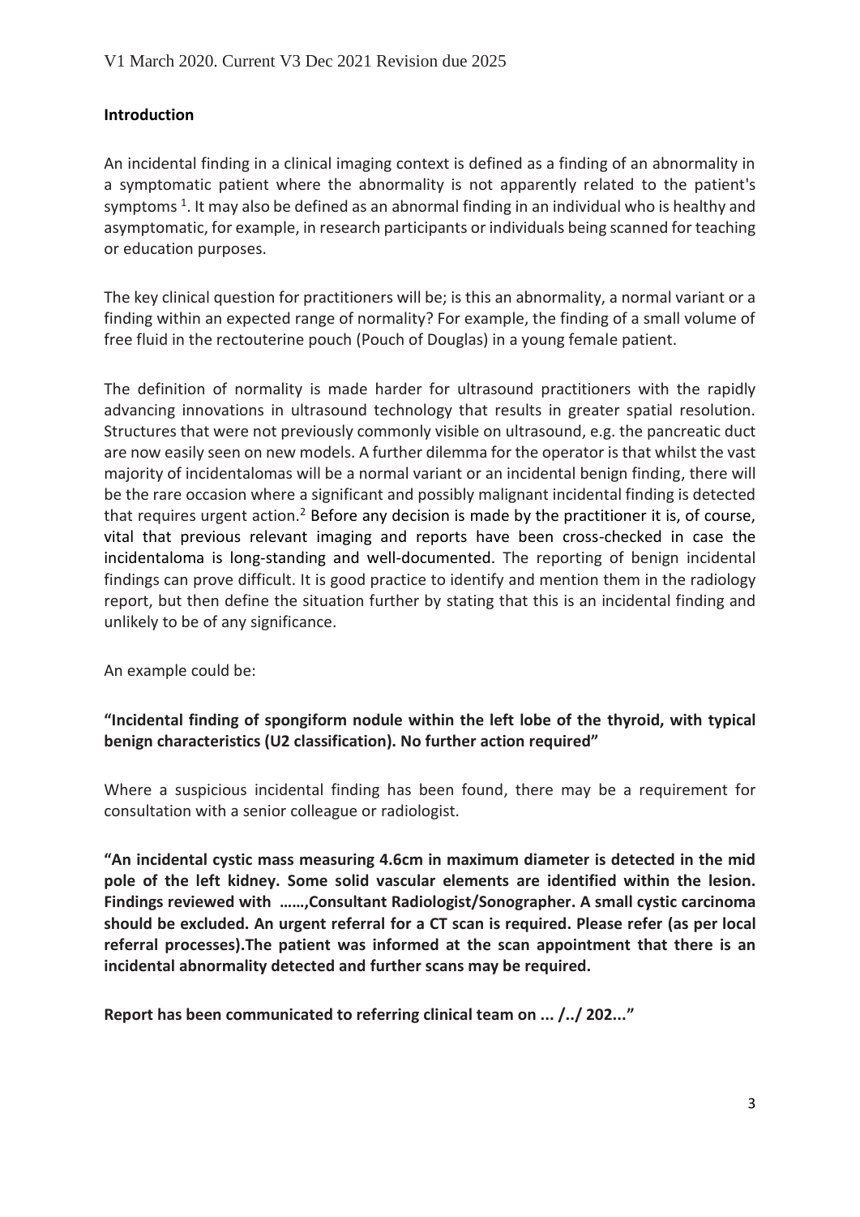V1 March 2020. Current V3 Dec 2021 Revision due 2025

## Introduction

An incidental finding in a clinical imaging context is defined as a finding of an abnormality in a symptomatic patient where the abnormality is not apparently related to the patient's symptoms [1]. It may also be defined as an abnormal finding in an individual who is healthy and asymptomatic, for example, in research participants or individuals being scanned for teaching or education purposes.

The key clinical question for practitioners will be; is this an abnormality, a normal variant or a finding within an expected range of normality? For example, the finding of a small volume of free fluid in the rectouterine pouch (Pouch of Douglas) in a young female patient.

The definition of normality is made harder for ultrasound practitioners with the rapidly advancing innovations in ultrasound technology that results in greater spatial resolution. Structures that were not previously commonly visible on ultrasound, e.g. the pancreatic duct are now easily seen on new models. A further dilemma for the operator is that whilst the vast majority of incidentalomas will be a normal variant or an incidental benign finding, there will be the rare occasion where a significant and possibly malignant incidental finding is detected that requires urgent action.[2] Before any decision is made by the practitioner it is, of course, vital that previous relevant imaging and reports have been cross-checked in case the incidentaloma is long-standing and well-documented. The reporting of benign incidental findings can prove difficult. It is good practice to identify and mention them in the radiology report, but then define the situation further by stating that this is an incidental finding and unlikely to be of any significance.

An example could be:

**"Incidental finding of spongiform nodule within the left lobe of the thyroid, with typical benign characteristics (U2 classification). No further action required"**

Where a suspicious incidental finding has been found, there may be a requirement for consultation with a senior colleague or radiologist.

**"An incidental cystic mass measuring 4.6cm in maximum diameter is detected in the mid pole of the left kidney. Some solid vascular elements are identified within the lesion. Findings reviewed with ……,Consultant Radiologist/Sonographer. A small cystic carcinoma should be excluded. An urgent referral for a CT scan is required. Please refer (as per local referral processes).The patient was informed at the scan appointment that there is an incidental abnormality detected and further scans may be required.**

**Report has been communicated to referring clinical team on ... /../ 202..."**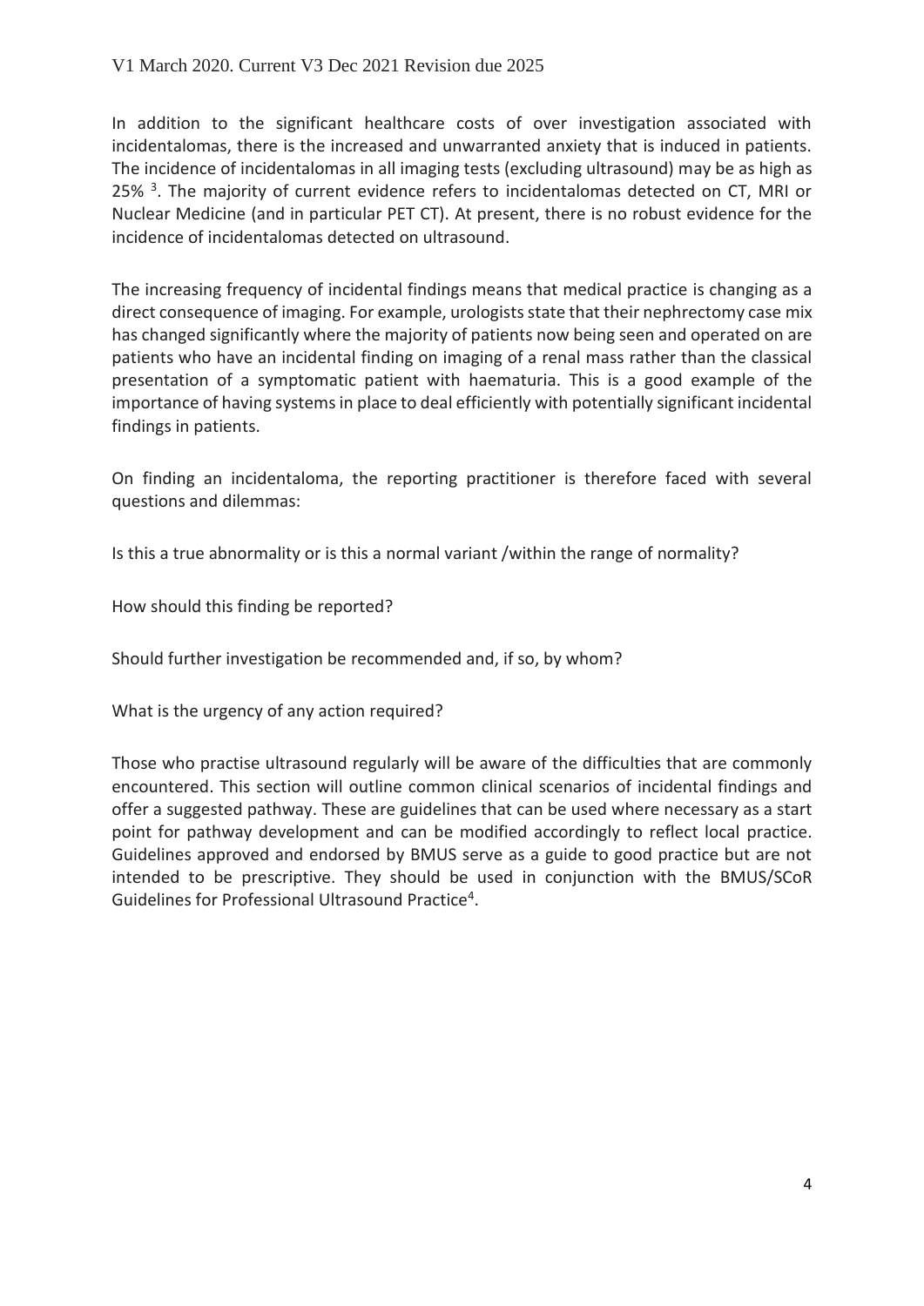In addition to the significant healthcare costs of over investigation associated with incidentalomas, there is the increased and unwarranted anxiety that is induced in patients. The incidence of incidentalomas in all imaging tests (excluding ultrasound) may be as high as 25% [3]. The majority of current evidence refers to incidentalomas detected on CT, MRI or Nuclear Medicine (and in particular PET CT). At present, there is no robust evidence for the incidence of incidentalomas detected on ultrasound.

The increasing frequency of incidental findings means that medical practice is changing as a direct consequence of imaging. For example, urologists state that their nephrectomy case mix has changed significantly where the majority of patients now being seen and operated on are patients who have an incidental finding on imaging of a renal mass rather than the classical presentation of a symptomatic patient with haematuria. This is a good example of the importance of having systems in place to deal efficiently with potentially significant incidental findings in patients.

On finding an incidentaloma, the reporting practitioner is therefore faced with several questions and dilemmas:

Is this a true abnormality or is this a normal variant /within the range of normality?

How should this finding be reported?

Should further investigation be recommended and, if so, by whom?

What is the urgency of any action required?

Those who practise ultrasound regularly will be aware of the difficulties that are commonly encountered. This section will outline common clinical scenarios of incidental findings and offer a suggested pathway. These are guidelines that can be used where necessary as a start point for pathway development and can be modified accordingly to reflect local practice. Guidelines approved and endorsed by BMUS serve as a guide to good practice but are not intended to be prescriptive. They should be used in conjunction with the BMUS/SCoR Guidelines for Professional Ultrasound Practice[4].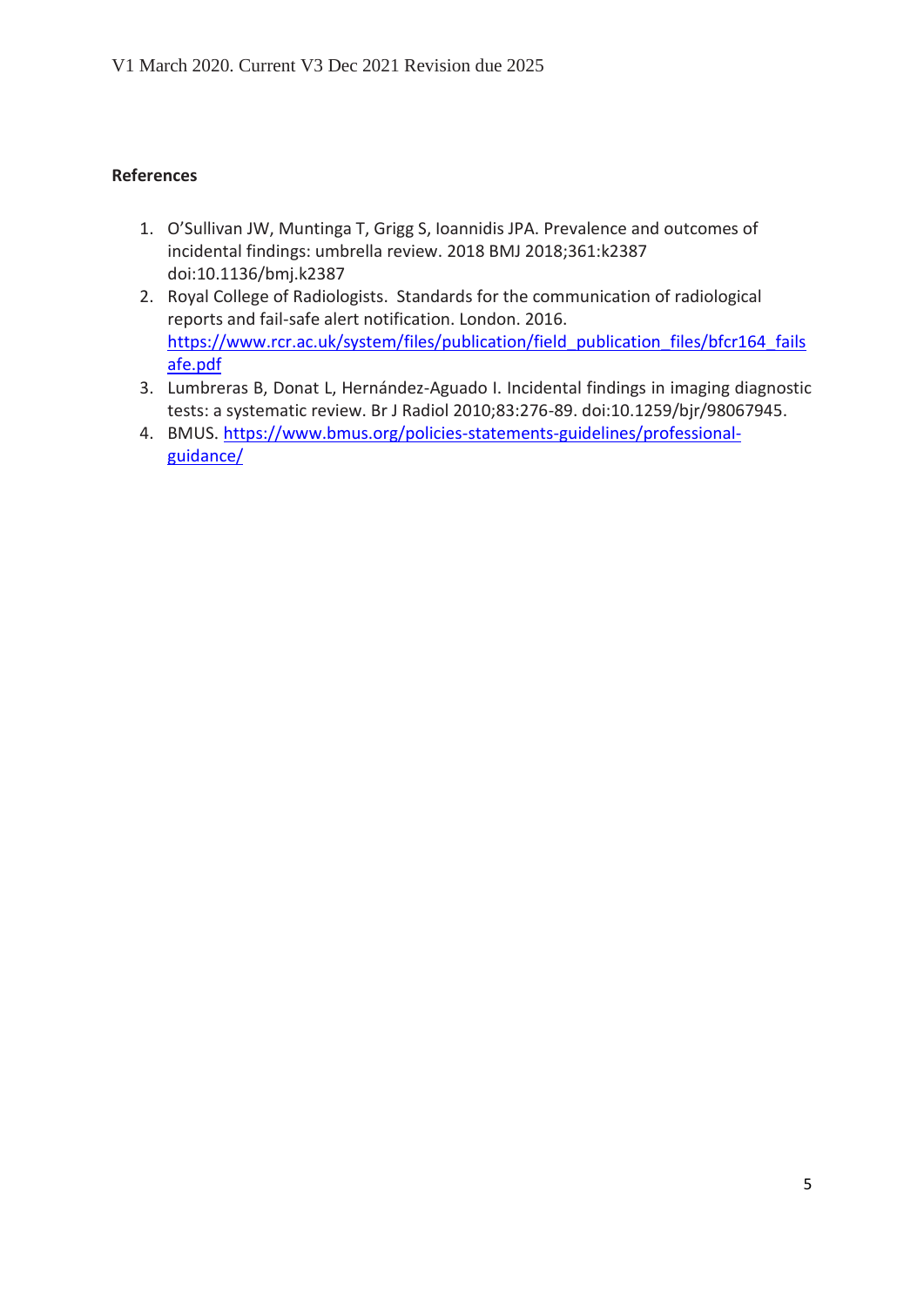**References**

1. O'Sullivan JW, Muntinga T, Grigg S, Ioannidis JPA. Prevalence and outcomes of incidental findings: umbrella review. 2018 BMJ 2018;361:k2387 doi:10.1136/bmj.k2387
2. Royal College of Radiologists. Standards for the communication of radiological reports and fail-safe alert notification. London. 2016. https://www.rcr.ac.uk/system/files/publication/field_publication_files/bfcr164_failsafe.pdf
3. Lumbreras B, Donat L, Hernández-Aguado I. Incidental findings in imaging diagnostic tests: a systematic review. Br J Radiol 2010;83:276-89. doi:10.1259/bjr/98067945.
4. BMUS. https://www.bmus.org/policies-statements-guidelines/professional-guidance/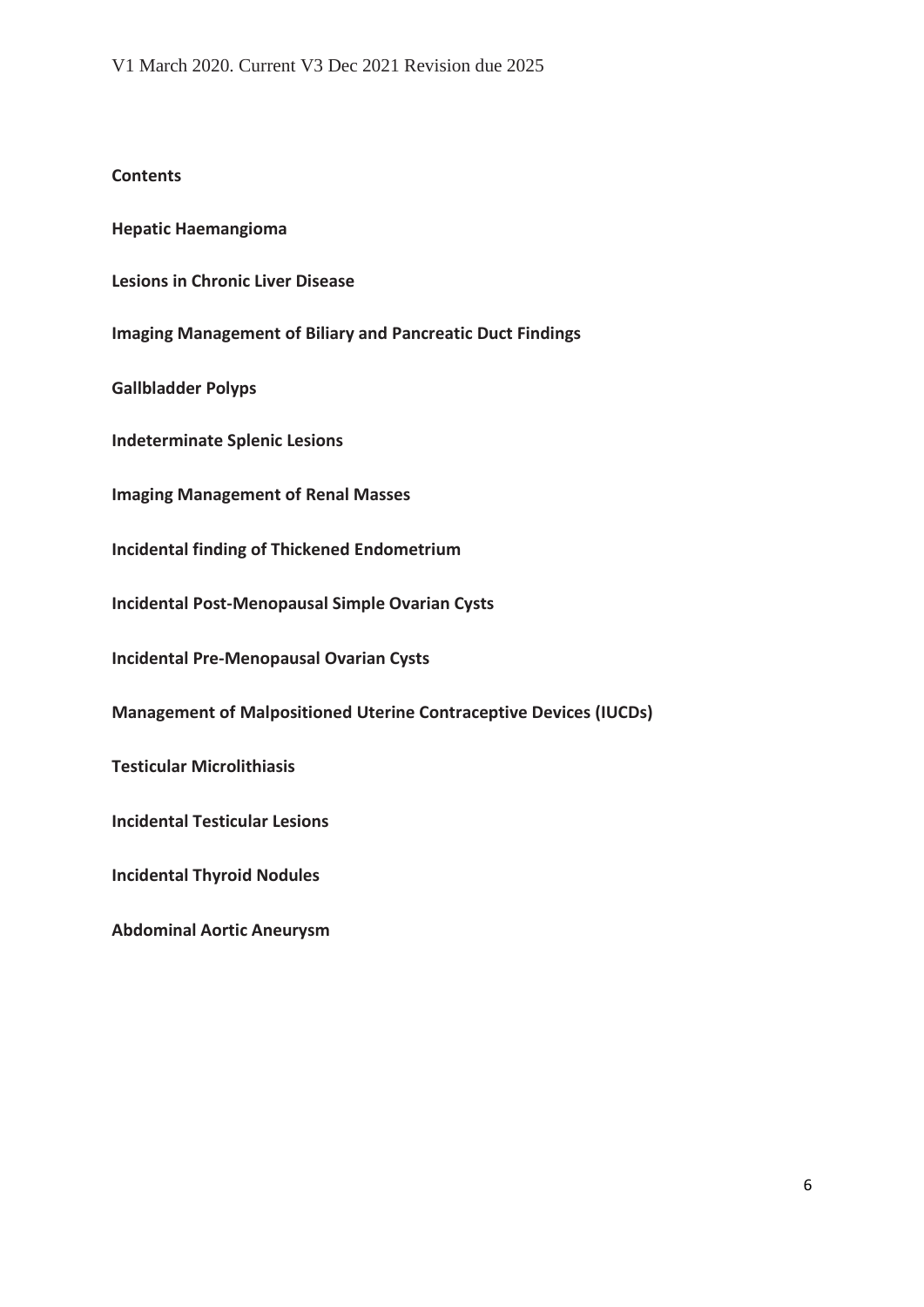## Contents

**Hepatic Haemangioma**

**Lesions in Chronic Liver Disease**

**Imaging Management of Biliary and Pancreatic Duct Findings**

**Gallbladder Polyps**

**Indeterminate Splenic Lesions**

**Imaging Management of Renal Masses**

**Incidental finding of Thickened Endometrium**

**Incidental Post-Menopausal Simple Ovarian Cysts**

**Incidental Pre-Menopausal Ovarian Cysts**

**Management of Malpositioned Uterine Contraceptive Devices (IUCDs)**

**Testicular Microlithiasis**

**Incidental Testicular Lesions**

**Incidental Thyroid Nodules**

**Abdominal Aortic Aneurysm**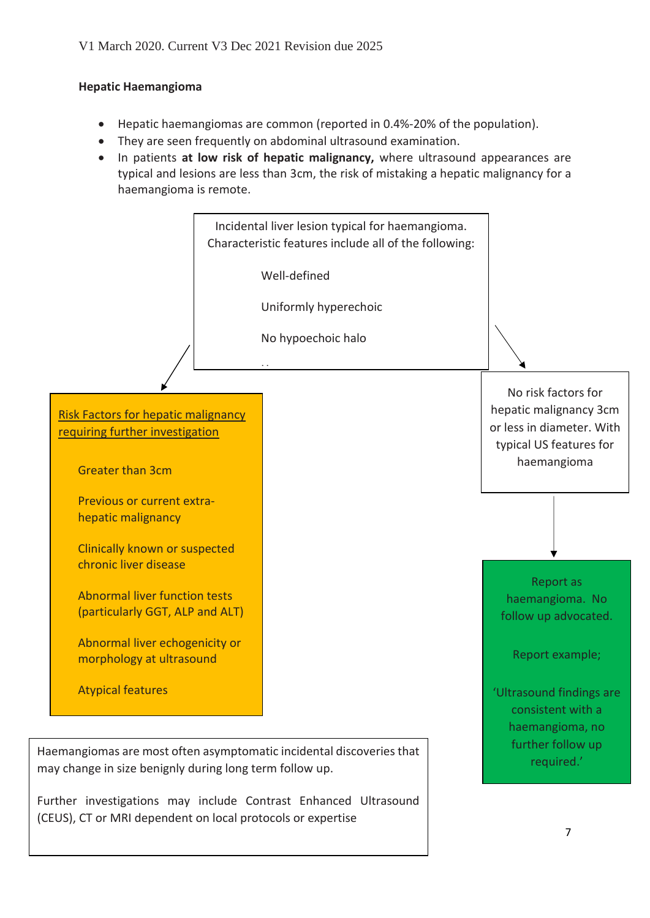V1 March 2020. Current V3 Dec 2021 Revision due 2025

**Hepatic Haemangioma**

- Hepatic haemangiomas are common (reported in 0.4%-20% of the population).
- They are seen frequently on abdominal ultrasound examination.
- In patients **at low risk of hepatic malignancy,** where ultrasound appearances are typical and lesions are less than 3cm, the risk of mistaking a hepatic malignancy for a haemangioma is remote.

Incidental liver lesion typical for haemangioma. Characteristic features include all of the following:

- Well-defined
- Uniformly hyperechoic
- No hypoechoic halo

<u>Risk Factors for hepatic malignancy requiring further investigation</u>

- Greater than 3cm
- Previous or current extra-hepatic malignancy
- Clinically known or suspected chronic liver disease
- Abnormal liver function tests (particularly GGT, ALP and ALT)
- Abnormal liver echogenicity or morphology at ultrasound
- Atypical features

No risk factors for hepatic malignancy 3cm or less in diameter. With typical US features for haemangioma

→ Report as haemangioma. No follow up advocated.

Report example;

'Ultrasound findings are consistent with a haemangioma, no further follow up required.'

Haemangiomas are most often asymptomatic incidental discoveries that may change in size benignly during long term follow up.

Further investigations may include Contrast Enhanced Ultrasound (CEUS), CT or MRI dependent on local protocols or expertise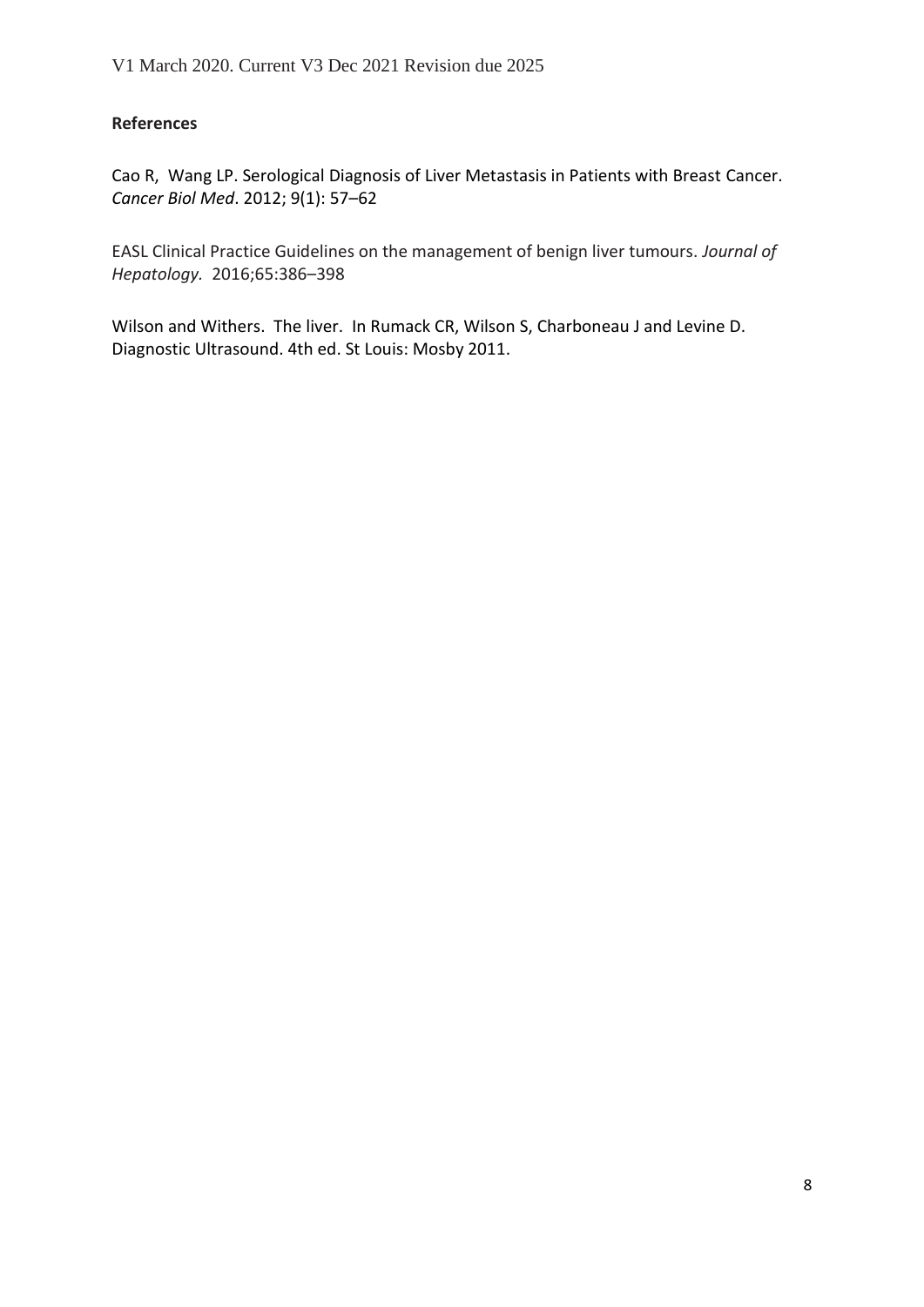**References**

Cao R, Wang LP. Serological Diagnosis of Liver Metastasis in Patients with Breast Cancer. *Cancer Biol Med*. 2012; 9(1): 57–62

EASL Clinical Practice Guidelines on the management of benign liver tumours. *Journal of Hepatology.* 2016;65:386–398

Wilson and Withers. The liver. In Rumack CR, Wilson S, Charboneau J and Levine D. Diagnostic Ultrasound. 4th ed. St Louis: Mosby 2011.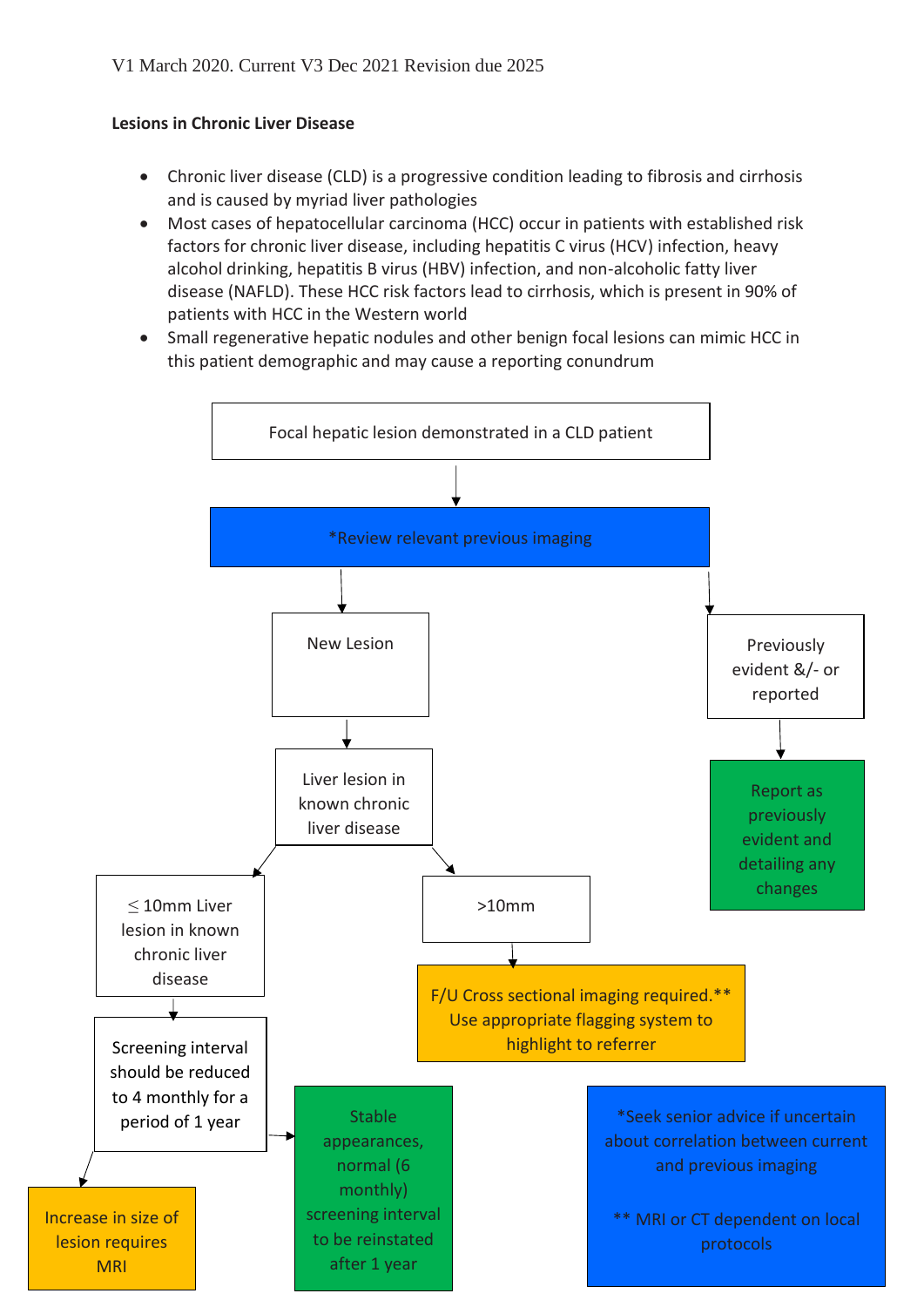V1 March 2020. Current V3 Dec 2021 Revision due 2025

**Lesions in Chronic Liver Disease**

- Chronic liver disease (CLD) is a progressive condition leading to fibrosis and cirrhosis and is caused by myriad liver pathologies
- Most cases of hepatocellular carcinoma (HCC) occur in patients with established risk factors for chronic liver disease, including hepatitis C virus (HCV) infection, heavy alcohol drinking, hepatitis B virus (HBV) infection, and non-alcoholic fatty liver disease (NAFLD). These HCC risk factors lead to cirrhosis, which is present in 90% of patients with HCC in the Western world
- Small regenerative hepatic nodules and other benign focal lesions can mimic HCC in this patient demographic and may cause a reporting conundrum

Focal hepatic lesion demonstrated in a CLD patient

↓

*Review relevant previous imaging

- → New Lesion
  - → Liver lesion in known chronic liver disease
    - → ≤ 10mm Liver lesion in known chronic liver disease
      - → Screening interval should be reduced to 4 monthly for a period of 1 year
        - → Increase in size of lesion requires MRI
        - → Stable appearances, normal (6 monthly) screening interval to be reinstated after 1 year
    - → >10mm
      - → F/U Cross sectional imaging required.** Use appropriate flagging system to highlight to referrer
- → Previously evident &/- or reported
  - → Report as previously evident and detailing any changes

*Seek senior advice if uncertain about correlation between current and previous imaging

** MRI or CT dependent on local protocols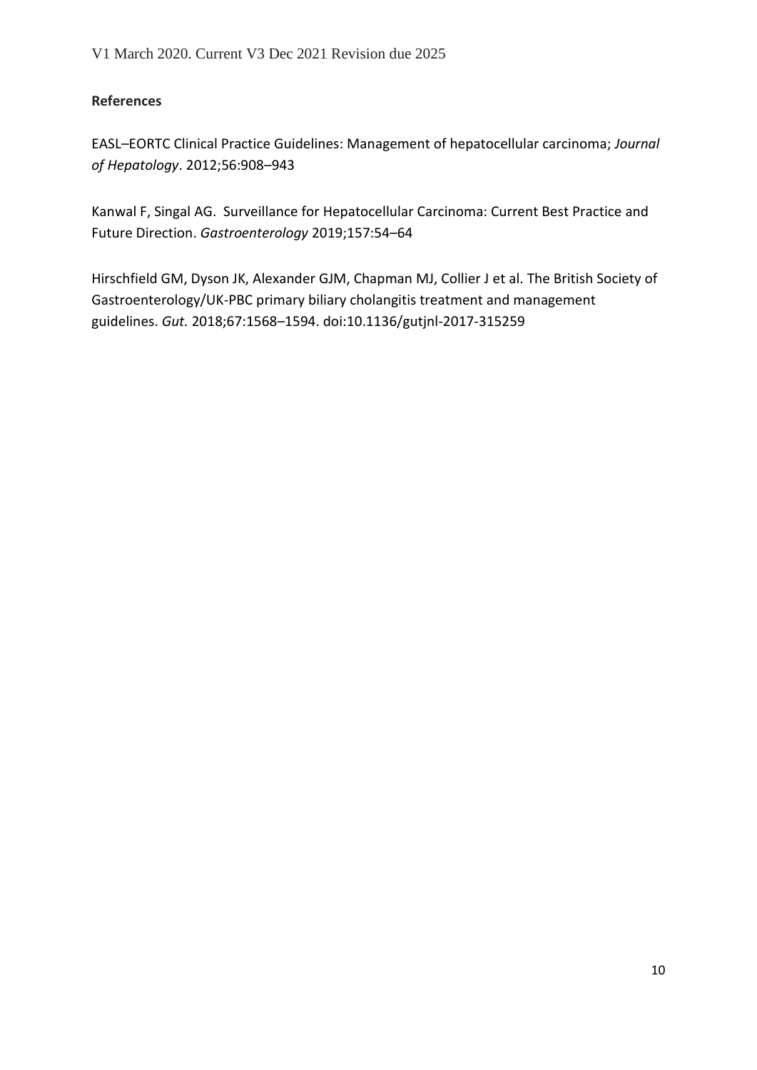**References**

EASL–EORTC Clinical Practice Guidelines: Management of hepatocellular carcinoma; *Journal of Hepatology*. 2012;56:908–943

Kanwal F, Singal AG. Surveillance for Hepatocellular Carcinoma: Current Best Practice and Future Direction. *Gastroenterology* 2019;157:54–64

Hirschfield GM, Dyson JK, Alexander GJM, Chapman MJ, Collier J et al. The British Society of Gastroenterology/UK-PBC primary biliary cholangitis treatment and management guidelines. *Gut.* 2018;67:1568–1594. doi:10.1136/gutjnl-2017-315259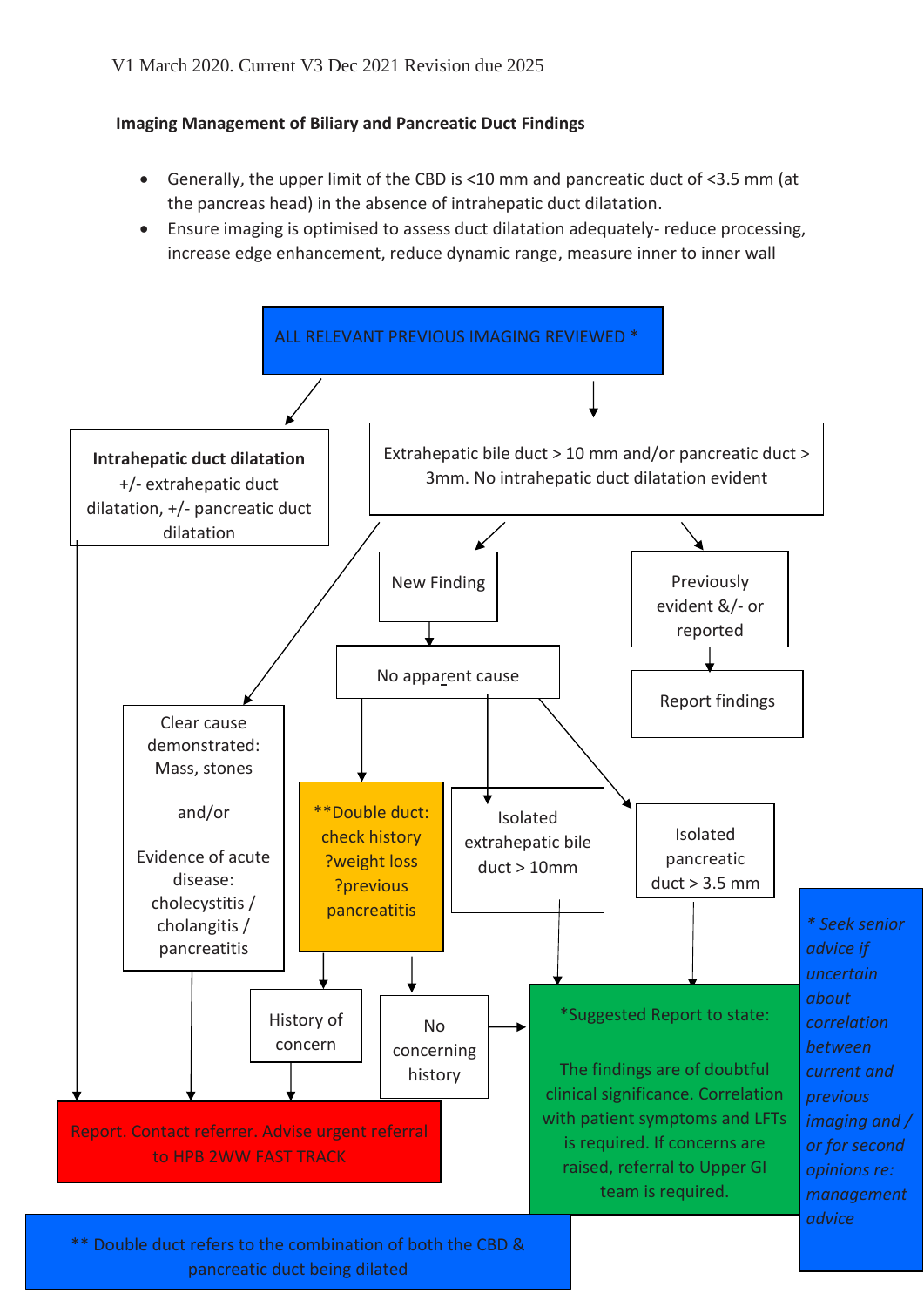V1 March 2020. Current V3 Dec 2021 Revision due 2025

**Imaging Management of Biliary and Pancreatic Duct Findings**

- Generally, the upper limit of the CBD is <10 mm and pancreatic duct of <3.5 mm (at the pancreas head) in the absence of intrahepatic duct dilatation.
- Ensure imaging is optimised to assess duct dilatation adequately- reduce processing, increase edge enhancement, reduce dynamic range, measure inner to inner wall

ALL RELEVANT PREVIOUS IMAGING REVIEWED *

**Intrahepatic duct dilatation** +/- extrahepatic duct dilatation, +/- pancreatic duct dilatation

Extrahepatic bile duct > 10 mm and/or pancreatic duct > 3mm. No intrahepatic duct dilatation evident

New Finding

Previously evident &/- or reported

No apparent cause

Report findings

Clear cause demonstrated: Mass, stones

and/or

Evidence of acute disease: cholecystitis / cholangitis / pancreatitis

**Double duct: check history ?weight loss ?previous pancreatitis

Isolated extrahepatic bile duct > 10mm

Isolated pancreatic duct > 3.5 mm

History of concern

No concerning history

*Suggested Report to state:

The findings are of doubtful clinical significance. Correlation with patient symptoms and LFTs is required. If concerns are raised, referral to Upper GI team is required.

*Seek senior advice if uncertain about correlation between current and previous imaging and / or for second opinions re: management advice*

Report. Contact referrer. Advise urgent referral to HPB 2WW FAST TRACK

** Double duct refers to the combination of both the CBD & pancreatic duct being dilated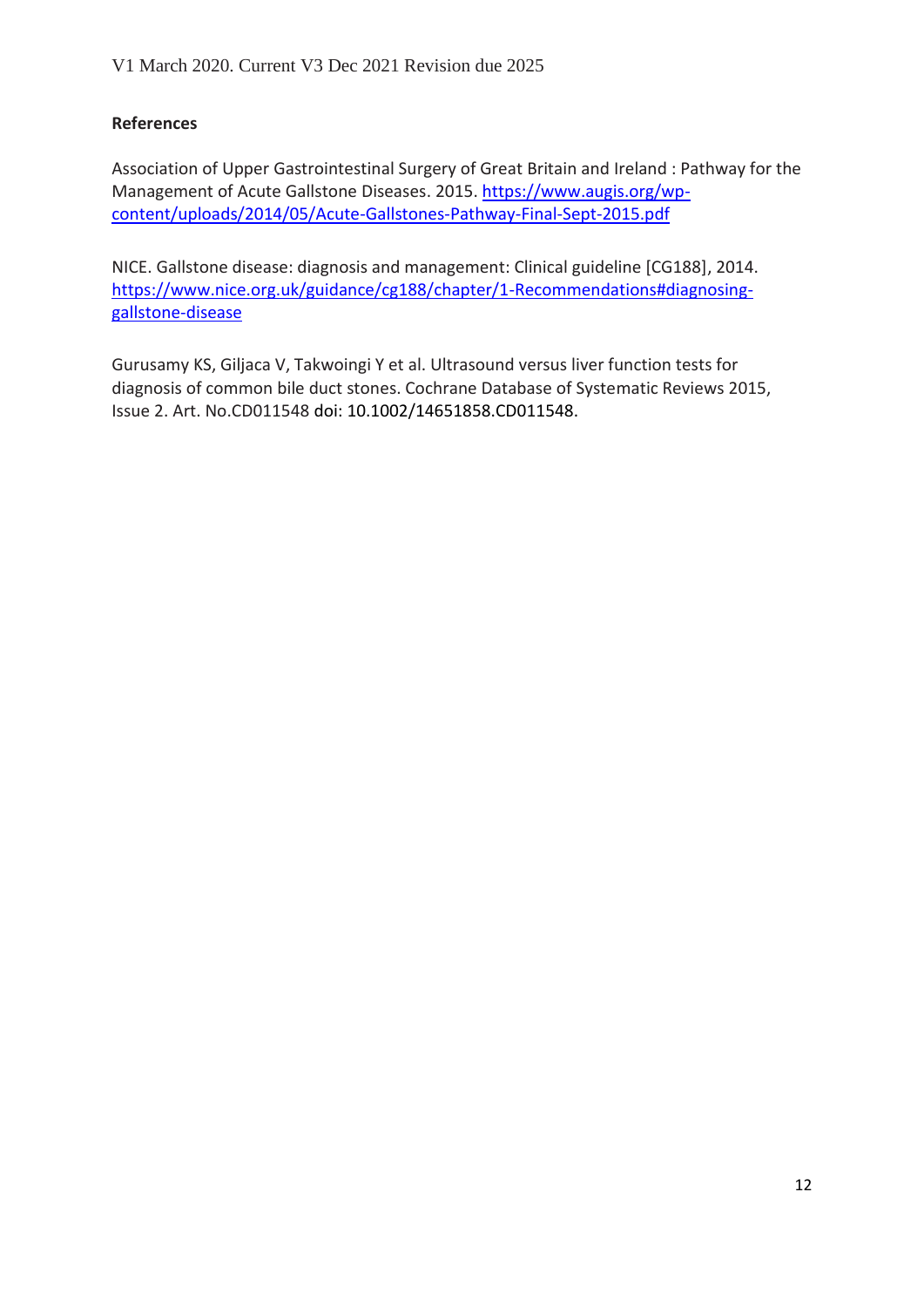**References**

Association of Upper Gastrointestinal Surgery of Great Britain and Ireland : Pathway for the Management of Acute Gallstone Diseases. 2015. https://www.augis.org/wp-content/uploads/2014/05/Acute-Gallstones-Pathway-Final-Sept-2015.pdf

NICE. Gallstone disease: diagnosis and management: Clinical guideline [CG188], 2014. https://www.nice.org.uk/guidance/cg188/chapter/1-Recommendations#diagnosing-gallstone-disease

Gurusamy KS, Giljaca V, Takwoingi Y et al. Ultrasound versus liver function tests for diagnosis of common bile duct stones. Cochrane Database of Systematic Reviews 2015, Issue 2. Art. No.CD011548 doi: 10.1002/14651858.CD011548.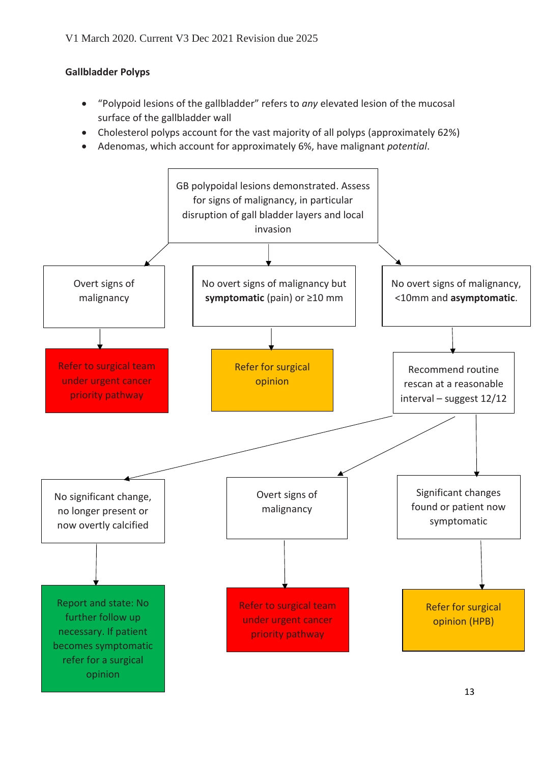V1 March 2020. Current V3 Dec 2021 Revision due 2025

**Gallbladder Polyps**

- "Polypoid lesions of the gallbladder" refers to *any* elevated lesion of the mucosal surface of the gallbladder wall
- Cholesterol polyps account for the vast majority of all polyps (approximately 62%)
- Adenomas, which account for approximately 6%, have malignant *potential*.

GB polypoidal lesions demonstrated. Assess for signs of malignancy, in particular disruption of gall bladder layers and local invasion

- Overt signs of malignancy
  - → Refer to surgical team under urgent cancer priority pathway
- No overt signs of malignancy but **symptomatic** (pain) or ≥10 mm
  - → Refer for surgical opinion
- No overt signs of malignancy, <10mm and **asymptomatic**.
  - → Recommend routine rescan at a reasonable interval – suggest 12/12
    - No significant change, no longer present or now overtly calcified
      - → Report and state: No further follow up necessary. If patient becomes symptomatic refer for a surgical opinion
    - Overt signs of malignancy
      - → Refer to surgical team under urgent cancer priority pathway
    - Significant changes found or patient now symptomatic
      - → Refer for surgical opinion (HPB)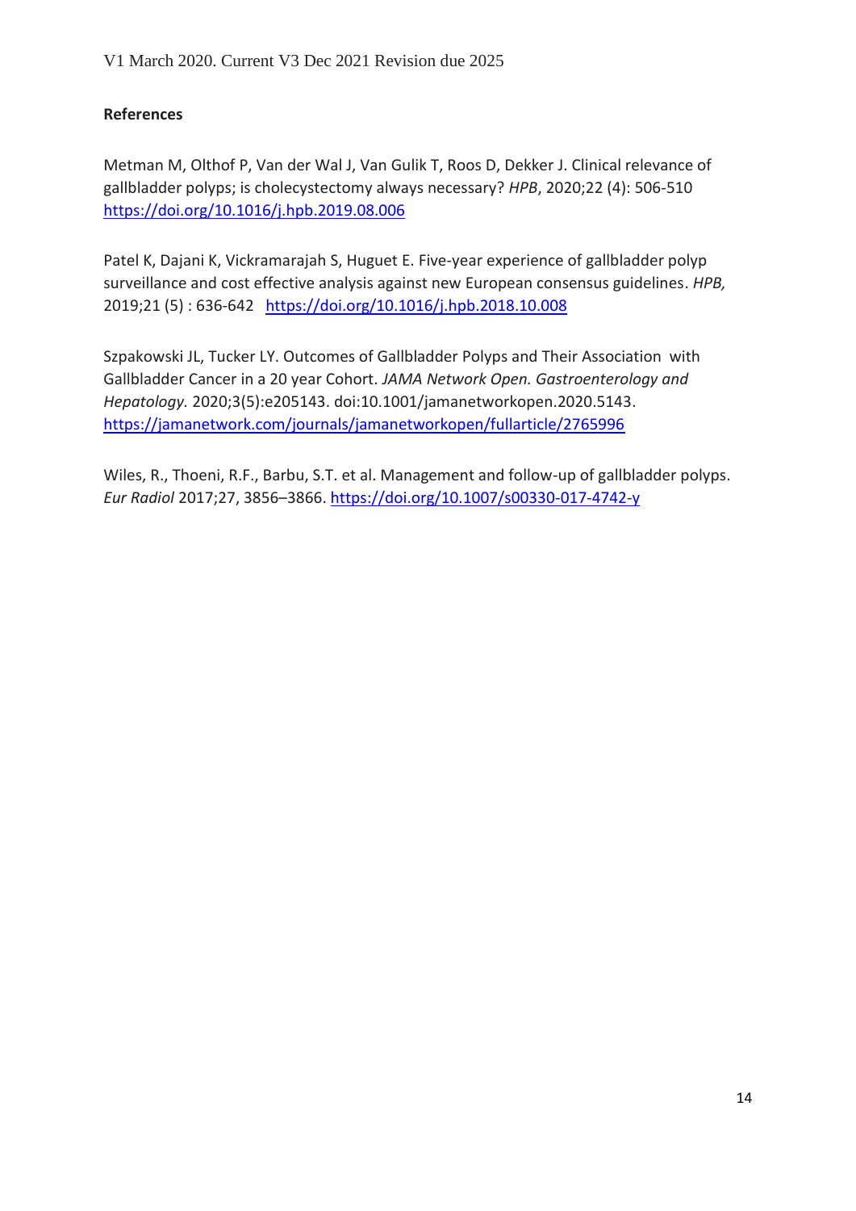**References**

Metman M, Olthof P, Van der Wal J, Van Gulik T, Roos D, Dekker J. Clinical relevance of gallbladder polyps; is cholecystectomy always necessary? *HPB*, 2020;22 (4): 506-510 https://doi.org/10.1016/j.hpb.2019.08.006

Patel K, Dajani K, Vickramarajah S, Huguet E. Five-year experience of gallbladder polyp surveillance and cost effective analysis against new European consensus guidelines. *HPB,* 2019;21 (5) : 636-642 https://doi.org/10.1016/j.hpb.2018.10.008

Szpakowski JL, Tucker LY. Outcomes of Gallbladder Polyps and Their Association with Gallbladder Cancer in a 20 year Cohort. *JAMA Network Open. Gastroenterology and Hepatology.* 2020;3(5):e205143. doi:10.1001/jamanetworkopen.2020.5143. https://jamanetwork.com/journals/jamanetworkopen/fullarticle/2765996

Wiles, R., Thoeni, R.F., Barbu, S.T. et al. Management and follow-up of gallbladder polyps. *Eur Radiol* 2017;27, 3856–3866. https://doi.org/10.1007/s00330-017-4742-y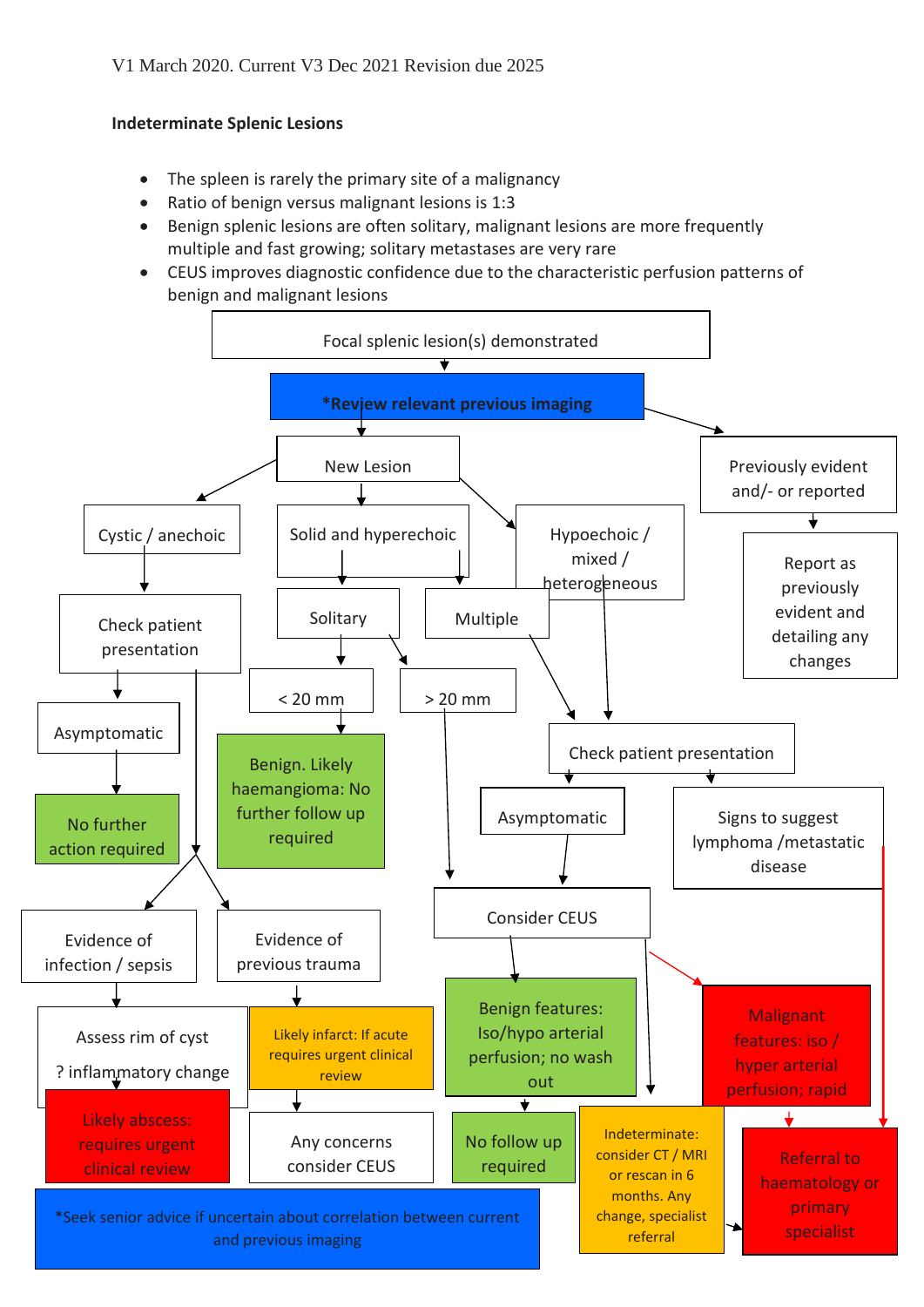V1 March 2020. Current V3 Dec 2021 Revision due 2025

**Indeterminate Splenic Lesions**

- The spleen is rarely the primary site of a malignancy
- Ratio of benign versus malignant lesions is 1:3
- Benign splenic lesions are often solitary, malignant lesions are more frequently multiple and fast growing; solitary metastases are very rare
- CEUS improves diagnostic confidence due to the characteristic perfusion patterns of benign and malignant lesions

Focal splenic lesion(s) demonstrated

**\*Review relevant previous imaging**

Previously evident and/- or reported

Report as previously evident and detailing any changes

New Lesion

Cystic / anechoic

Check patient presentation

Asymptomatic

No further action required

Evidence of infection / sepsis

Assess rim of cyst

? inflammatory change

Likely abscess: requires urgent clinical review

Evidence of previous trauma

Likely infarct: If acute requires urgent clinical review

Any concerns consider CEUS

Solid and hyperechoic

Solitary

< 20 mm

Benign. Likely haemangioma: No further follow up required

> 20 mm

Multiple

Hypoechoic / mixed / heterogeneous

Check patient presentation

Asymptomatic

Signs to suggest lymphoma /metastatic disease

Consider CEUS

Benign features: Iso/hypo arterial perfusion; no wash out

No follow up required

Indeterminate: consider CT / MRI or rescan in 6 months. Any change, specialist referral

Malignant features: iso / hyper arterial perfusion; rapid

Referral to haematology or primary specialist

\*Seek senior advice if uncertain about correlation between current and previous imaging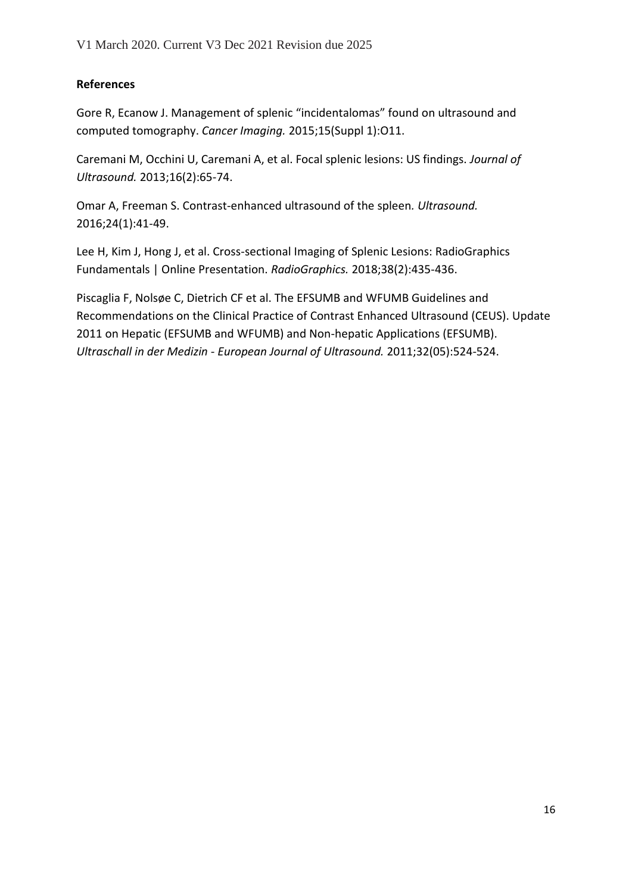**References**

Gore R, Ecanow J. Management of splenic "incidentalomas" found on ultrasound and computed tomography. *Cancer Imaging.* 2015;15(Suppl 1):O11.

Caremani M, Occhini U, Caremani A, et al. Focal splenic lesions: US findings. *Journal of Ultrasound.* 2013;16(2):65-74.

Omar A, Freeman S. Contrast-enhanced ultrasound of the spleen. *Ultrasound.* 2016;24(1):41-49.

Lee H, Kim J, Hong J, et al. Cross-sectional Imaging of Splenic Lesions: RadioGraphics Fundamentals | Online Presentation. *RadioGraphics.* 2018;38(2):435-436.

Piscaglia F, Nolsøe C, Dietrich CF et al. The EFSUMB and WFUMB Guidelines and Recommendations on the Clinical Practice of Contrast Enhanced Ultrasound (CEUS). Update 2011 on Hepatic (EFSUMB and WFUMB) and Non-hepatic Applications (EFSUMB). *Ultraschall in der Medizin - European Journal of Ultrasound.* 2011;32(05):524-524.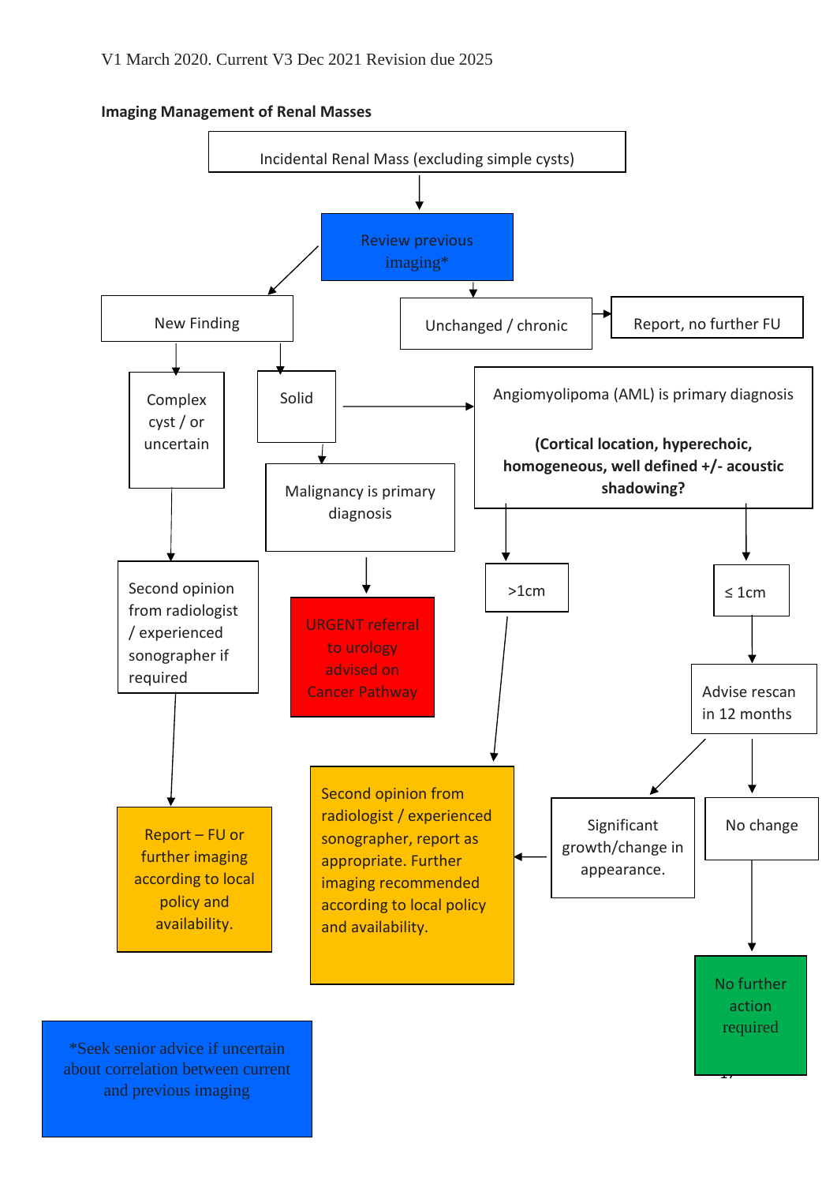V1 March 2020. Current V3 Dec 2021 Revision due 2025

**Imaging Management of Renal Masses**

Incidental Renal Mass (excluding simple cysts)

Review previous imaging*

New Finding

Unchanged / chronic

Report, no further FU

Complex cyst / or uncertain

Solid

Angiomyolipoma (AML) is primary diagnosis

**(Cortical location, hyperechoic, homogeneous, well defined +/- acoustic shadowing?**

Malignancy is primary diagnosis

>1cm

≤ 1cm

Second opinion from radiologist / experienced sonographer if required

URGENT referral to urology advised on Cancer Pathway

Advise rescan in 12 months

Significant growth/change in appearance.

No change

Report – FU or further imaging according to local policy and availability.

Second opinion from radiologist / experienced sonographer, report as appropriate. Further imaging recommended according to local policy and availability.

No further action required

*Seek senior advice if uncertain about correlation between current and previous imaging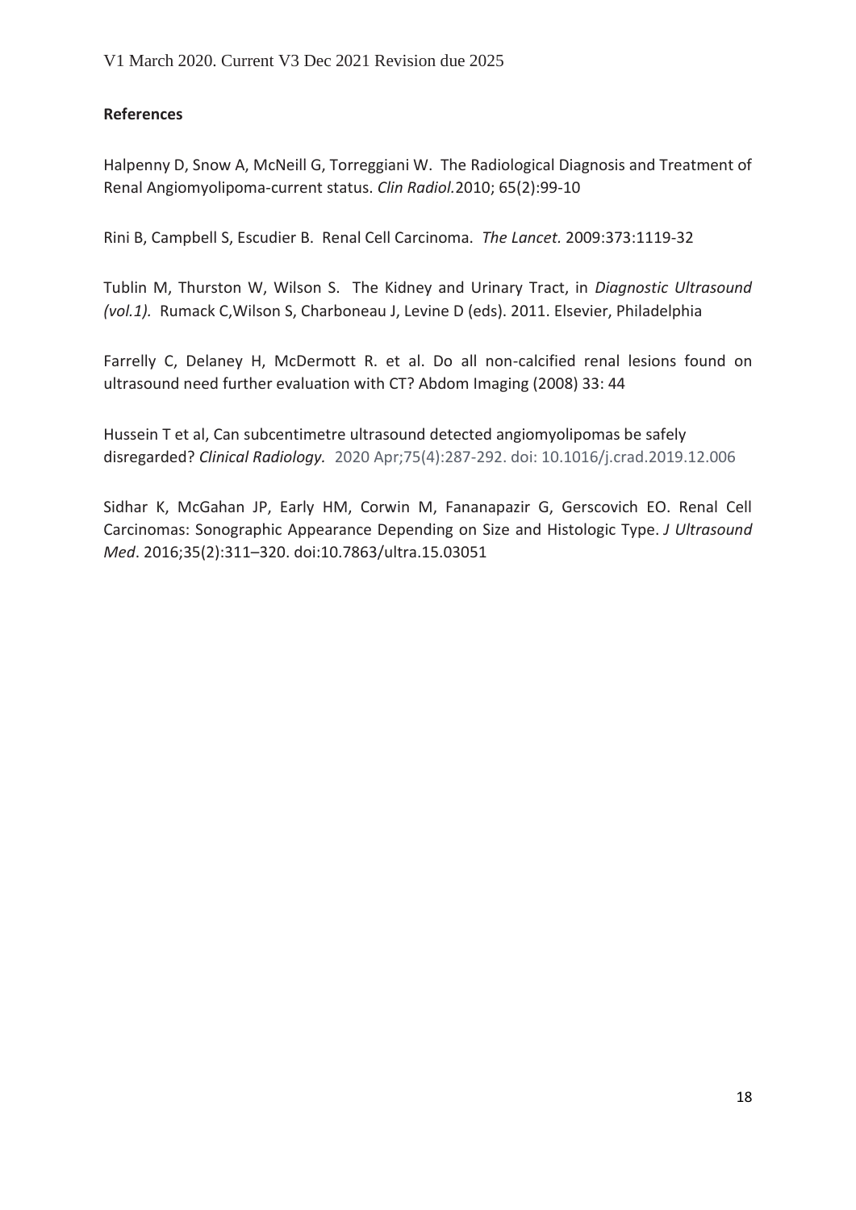**References**

Halpenny D, Snow A, McNeill G, Torreggiani W. The Radiological Diagnosis and Treatment of Renal Angiomyolipoma-current status. *Clin Radiol.*2010; 65(2):99-10

Rini B, Campbell S, Escudier B. Renal Cell Carcinoma. *The Lancet.* 2009:373:1119-32

Tublin M, Thurston W, Wilson S. The Kidney and Urinary Tract, in *Diagnostic Ultrasound (vol.1).* Rumack C,Wilson S, Charboneau J, Levine D (eds). 2011. Elsevier, Philadelphia

Farrelly C, Delaney H, McDermott R. et al. Do all non-calcified renal lesions found on ultrasound need further evaluation with CT? Abdom Imaging (2008) 33: 44

Hussein T et al, Can subcentimetre ultrasound detected angiomyolipomas be safely disregarded? *Clinical Radiology.* 2020 Apr;75(4):287-292. doi: 10.1016/j.crad.2019.12.006

Sidhar K, McGahan JP, Early HM, Corwin M, Fananapazir G, Gerscovich EO. Renal Cell Carcinomas: Sonographic Appearance Depending on Size and Histologic Type. *J Ultrasound Med*. 2016;35(2):311–320. doi:10.7863/ultra.15.03051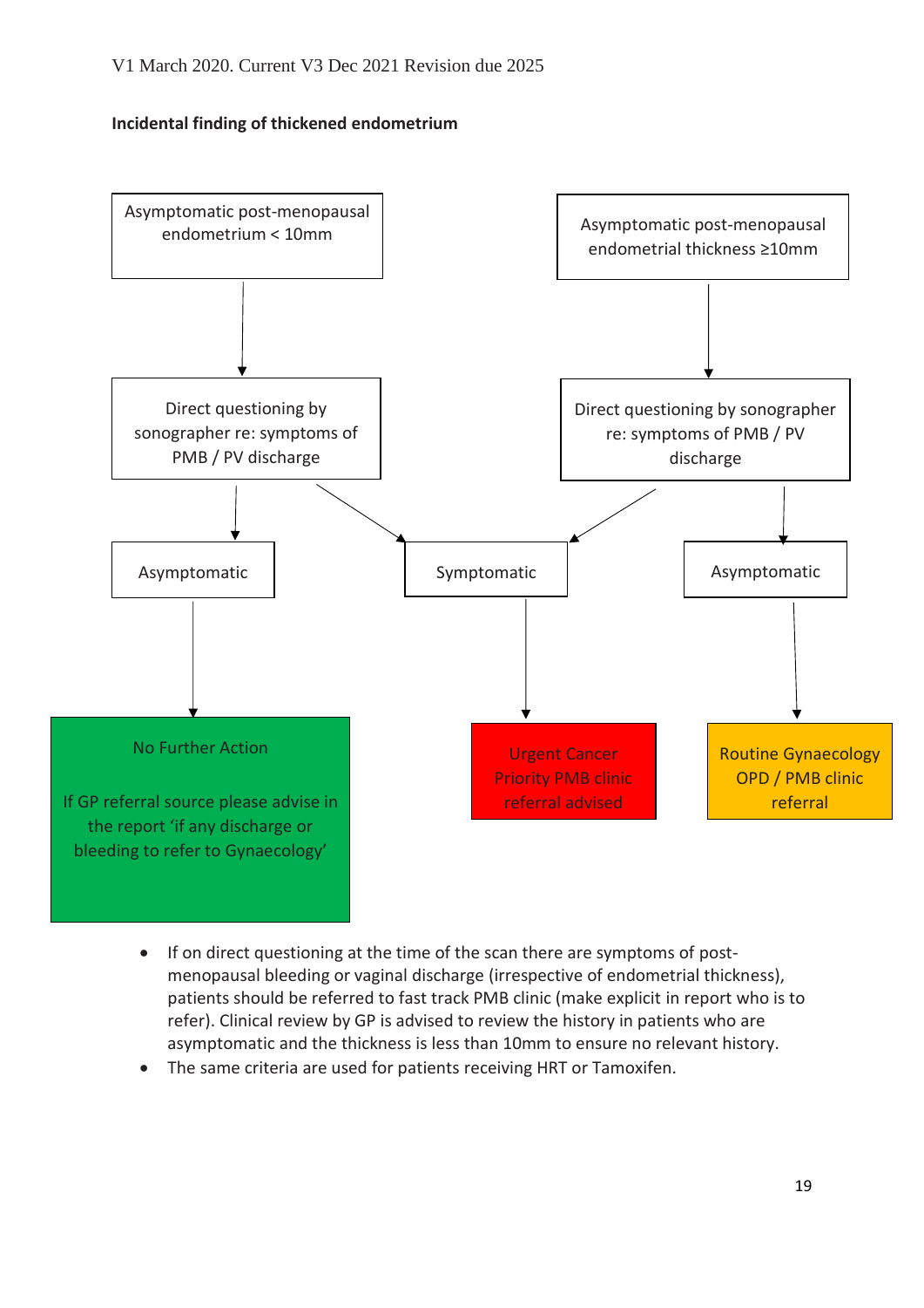V1 March 2020. Current V3 Dec 2021 Revision due 2025

**Incidental finding of thickened endometrium**

Asymptomatic post-menopausal endometrium < 10mm

Direct questioning by sonographer re: symptoms of PMB / PV discharge

Asymptomatic

No Further Action

If GP referral source please advise in the report 'if any discharge or bleeding to refer to Gynaecology'

Symptomatic

Urgent Cancer Priority PMB clinic referral advised

Asymptomatic post-menopausal endometrial thickness ≥10mm

Direct questioning by sonographer re: symptoms of PMB / PV discharge

Asymptomatic

Routine Gynaecology OPD / PMB clinic referral

- If on direct questioning at the time of the scan there are symptoms of post-menopausal bleeding or vaginal discharge (irrespective of endometrial thickness), patients should be referred to fast track PMB clinic (make explicit in report who is to refer). Clinical review by GP is advised to review the history in patients who are asymptomatic and the thickness is less than 10mm to ensure no relevant history.
- The same criteria are used for patients receiving HRT or Tamoxifen.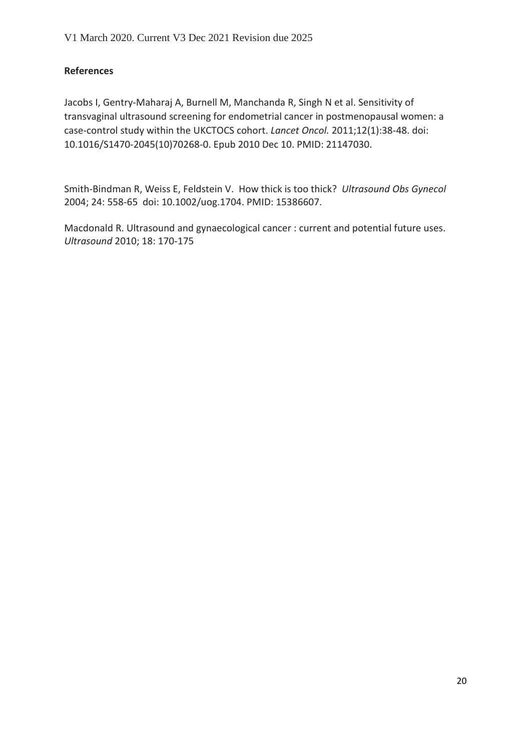## References

Jacobs I, Gentry-Maharaj A, Burnell M, Manchanda R, Singh N et al. Sensitivity of transvaginal ultrasound screening for endometrial cancer in postmenopausal women: a case-control study within the UKCTOCS cohort. *Lancet Oncol.* 2011;12(1):38-48. doi: 10.1016/S1470-2045(10)70268-0. Epub 2010 Dec 10. PMID: 21147030.

Smith-Bindman R, Weiss E, Feldstein V. How thick is too thick? *Ultrasound Obs Gynecol* 2004; 24: 558-65 doi: 10.1002/uog.1704. PMID: 15386607.

Macdonald R. Ultrasound and gynaecological cancer : current and potential future uses. *Ultrasound* 2010; 18: 170-175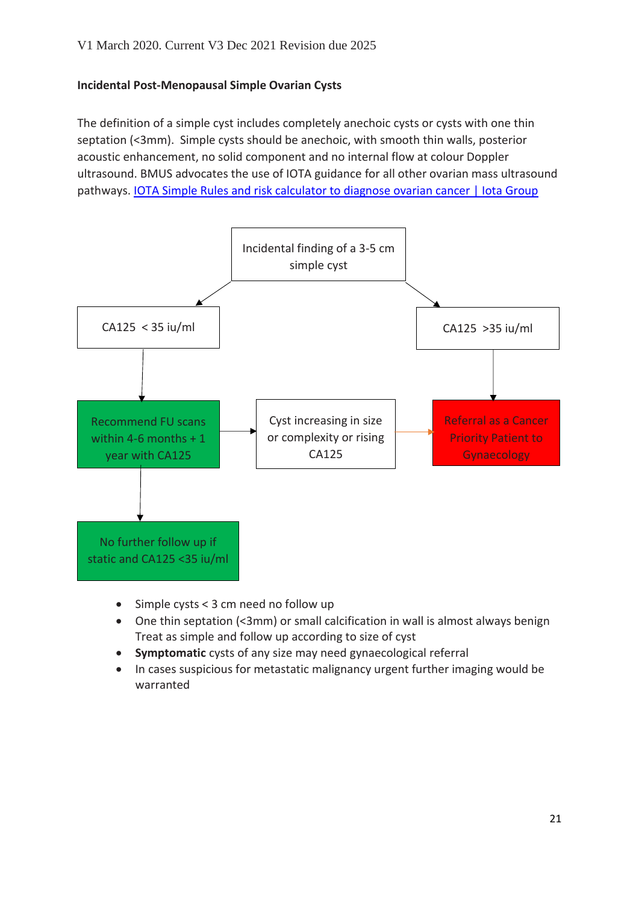V1 March 2020. Current V3 Dec 2021 Revision due 2025

**Incidental Post-Menopausal Simple Ovarian Cysts**

The definition of a simple cyst includes completely anechoic cysts or cysts with one thin septation (<3mm). Simple cysts should be anechoic, with smooth thin walls, posterior acoustic enhancement, no solid component and no internal flow at colour Doppler ultrasound. BMUS advocates the use of IOTA guidance for all other ovarian mass ultrasound pathways. [IOTA Simple Rules and risk calculator to diagnose ovarian cancer | Iota Group]

Incidental finding of a 3-5 cm simple cyst

- CA125 < 35 iu/ml
  - Recommend FU scans within 4-6 months + 1 year with CA125
    - No further follow up if static and CA125 <35 iu/ml
    - Cyst increasing in size or complexity or rising CA125 → Referral as a Cancer Priority Patient to Gynaecology
- CA125 >35 iu/ml
  - Referral as a Cancer Priority Patient to Gynaecology

- Simple cysts < 3 cm need no follow up
- One thin septation (<3mm) or small calcification in wall is almost always benign Treat as simple and follow up according to size of cyst
- **Symptomatic** cysts of any size may need gynaecological referral
- In cases suspicious for metastatic malignancy urgent further imaging would be warranted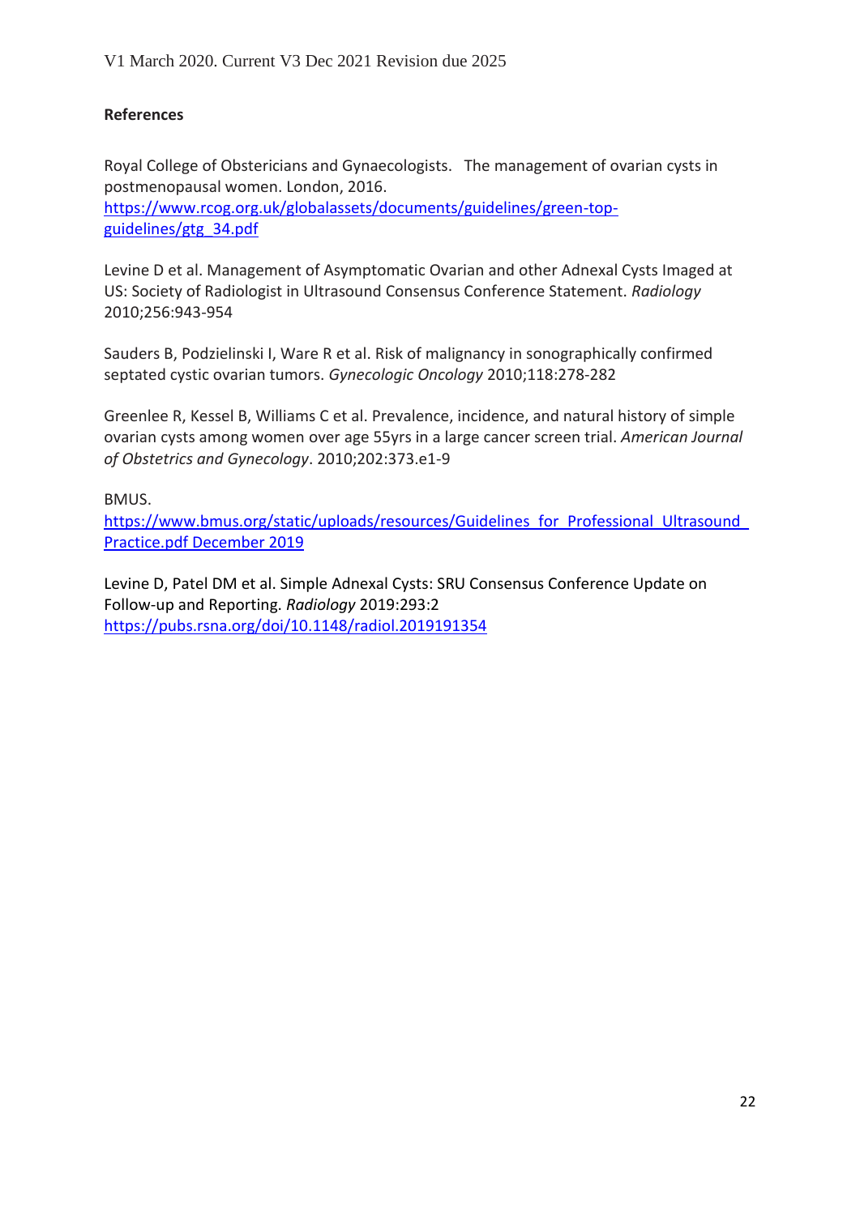**References**

Royal College of Obstericians and Gynaecologists.   The management of ovarian cysts in postmenopausal women. London, 2016.
https://www.rcog.org.uk/globalassets/documents/guidelines/green-top-guidelines/gtg_34.pdf

Levine D et al. Management of Asymptomatic Ovarian and other Adnexal Cysts Imaged at US: Society of Radiologist in Ultrasound Consensus Conference Statement. *Radiology* 2010;256:943-954

Sauders B, Podzielinski I, Ware R et al. Risk of malignancy in sonographically confirmed septated cystic ovarian tumors. *Gynecologic Oncology* 2010;118:278-282

Greenlee R, Kessel B, Williams C et al. Prevalence, incidence, and natural history of simple ovarian cysts among women over age 55yrs in a large cancer screen trial. *American Journal of Obstetrics and Gynecology*. 2010;202:373.e1-9

BMUS.
https://www.bmus.org/static/uploads/resources/Guidelines_for_Professional_Ultrasound_Practice.pdf December 2019

Levine D, Patel DM et al. Simple Adnexal Cysts: SRU Consensus Conference Update on Follow-up and Reporting. *Radiology* 2019:293:2
https://pubs.rsna.org/doi/10.1148/radiol.2019191354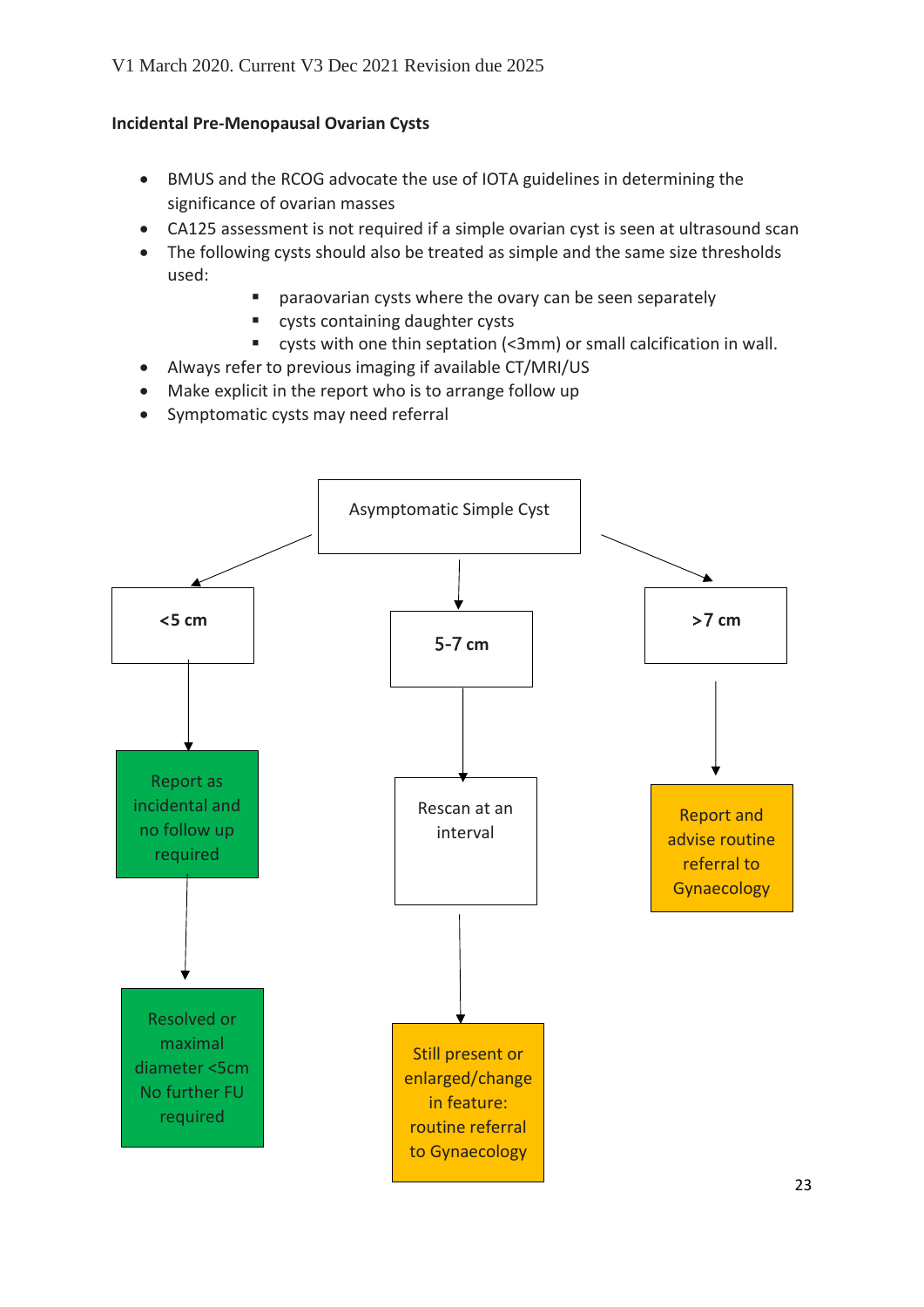V1 March 2020. Current V3 Dec 2021 Revision due 2025

**Incidental Pre-Menopausal Ovarian Cysts**

- BMUS and the RCOG advocate the use of IOTA guidelines in determining the significance of ovarian masses
- CA125 assessment is not required if a simple ovarian cyst is seen at ultrasound scan
- The following cysts should also be treated as simple and the same size thresholds used:
  - paraovarian cysts where the ovary can be seen separately
  - cysts containing daughter cysts
  - cysts with one thin septation (<3mm) or small calcification in wall.
- Always refer to previous imaging if available CT/MRI/US
- Make explicit in the report who is to arrange follow up
- Symptomatic cysts may need referral

Asymptomatic Simple Cyst

**<5 cm** → Report as incidental and no follow up required → Resolved or maximal diameter <5cm No further FU required

**5-7 cm** → Rescan at an interval → Still present or enlarged/change in feature: routine referral to Gynaecology

**>7 cm** → Report and advise routine referral to Gynaecology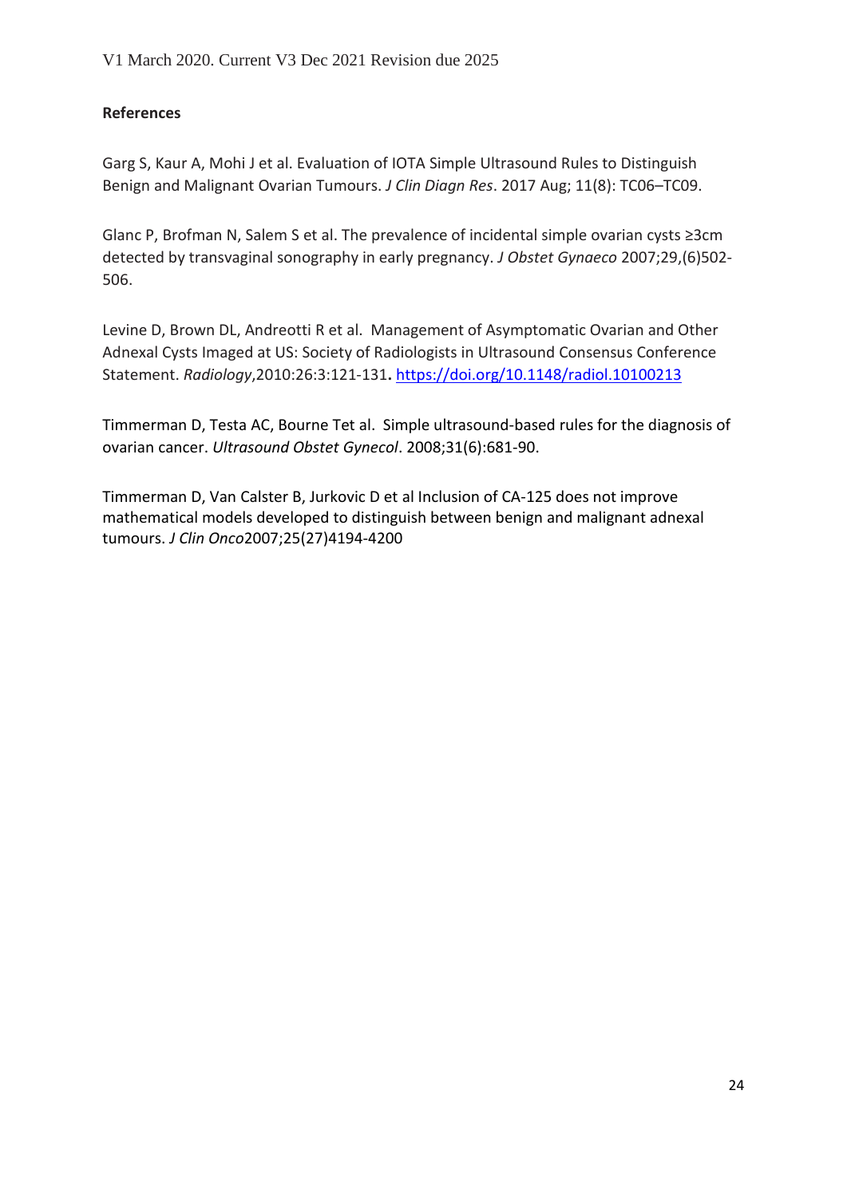**References**

Garg S, Kaur A, Mohi J et al. Evaluation of IOTA Simple Ultrasound Rules to Distinguish Benign and Malignant Ovarian Tumours. *J Clin Diagn Res*. 2017 Aug; 11(8): TC06–TC09.

Glanc P, Brofman N, Salem S et al. The prevalence of incidental simple ovarian cysts ≥3cm detected by transvaginal sonography in early pregnancy. *J Obstet Gynaeco* 2007;29,(6)502-506.

Levine D, Brown DL, Andreotti R et al. Management of Asymptomatic Ovarian and Other Adnexal Cysts Imaged at US: Society of Radiologists in Ultrasound Consensus Conference Statement. *Radiology*,2010:26:3:121-131**.** https://doi.org/10.1148/radiol.10100213

Timmerman D, Testa AC, Bourne Tet al. Simple ultrasound-based rules for the diagnosis of ovarian cancer. *Ultrasound Obstet Gynecol*. 2008;31(6):681-90.

Timmerman D, Van Calster B, Jurkovic D et al Inclusion of CA-125 does not improve mathematical models developed to distinguish between benign and malignant adnexal tumours. *J Clin Onco*2007;25(27)4194-4200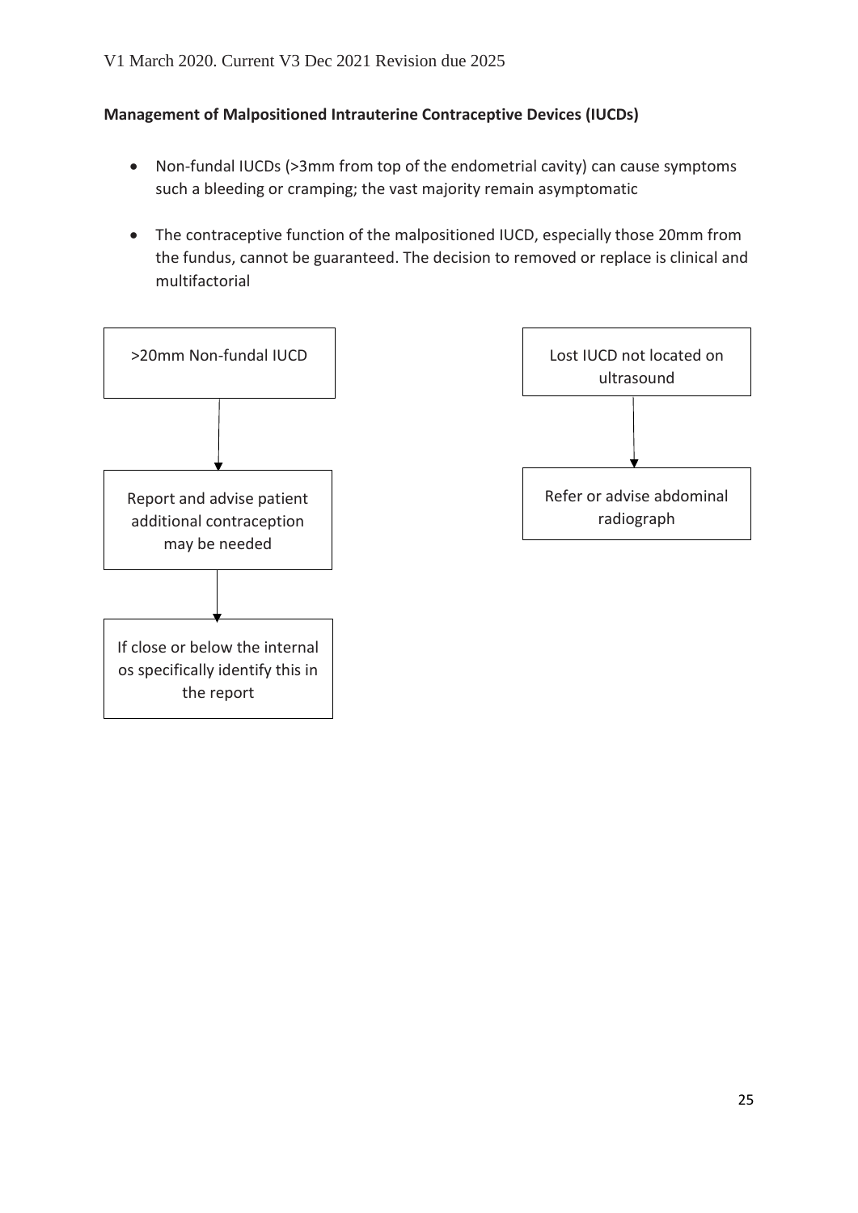V1 March 2020. Current V3 Dec 2021 Revision due 2025

**Management of Malpositioned Intrauterine Contraceptive Devices (IUCDs)**

- Non-fundal IUCDs (>3mm from top of the endometrial cavity) can cause symptoms such a bleeding or cramping; the vast majority remain asymptomatic
- The contraceptive function of the malpositioned IUCD, especially those 20mm from the fundus, cannot be guaranteed. The decision to removed or replace is clinical and multifactorial

>20mm Non-fundal IUCD

↓

Report and advise patient additional contraception may be needed

↓

If close or below the internal os specifically identify this in the report

Lost IUCD not located on ultrasound

↓

Refer or advise abdominal radiograph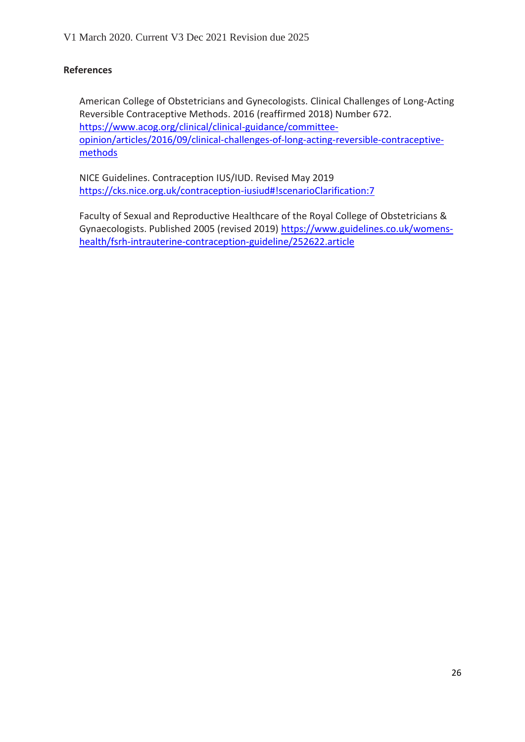V1 March 2020. Current V3 Dec 2021 Revision due 2025

**References**

American College of Obstetricians and Gynecologists. Clinical Challenges of Long-Acting Reversible Contraceptive Methods. 2016 (reaffirmed 2018) Number 672. https://www.acog.org/clinical/clinical-guidance/committee-opinion/articles/2016/09/clinical-challenges-of-long-acting-reversible-contraceptive-methods

NICE Guidelines. Contraception IUS/IUD. Revised May 2019 https://cks.nice.org.uk/contraception-iusiud#!scenarioClarification:7

Faculty of Sexual and Reproductive Healthcare of the Royal College of Obstetricians & Gynaecologists. Published 2005 (revised 2019) https://www.guidelines.co.uk/womens-health/fsrh-intrauterine-contraception-guideline/252622.article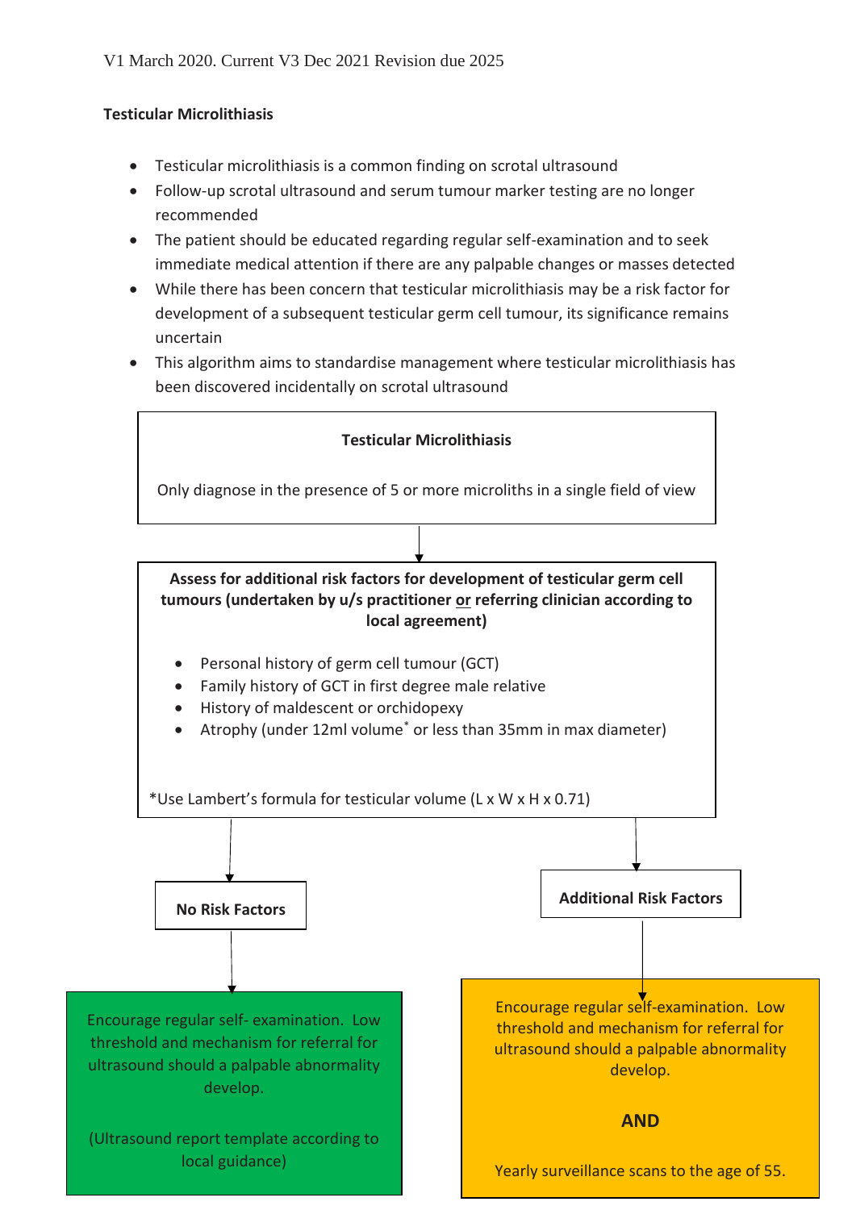V1 March 2020. Current V3 Dec 2021 Revision due 2025

**Testicular Microlithiasis**

- Testicular microlithiasis is a common finding on scrotal ultrasound
- Follow-up scrotal ultrasound and serum tumour marker testing are no longer recommended
- The patient should be educated regarding regular self-examination and to seek immediate medical attention if there are any palpable changes or masses detected
- While there has been concern that testicular microlithiasis may be a risk factor for development of a subsequent testicular germ cell tumour, its significance remains uncertain
- This algorithm aims to standardise management where testicular microlithiasis has been discovered incidentally on scrotal ultrasound

**Testicular Microlithiasis**

Only diagnose in the presence of 5 or more microliths in a single field of view

↓

**Assess for additional risk factors for development of testicular germ cell tumours (undertaken by u/s practitioner or referring clinician according to local agreement)**

- Personal history of germ cell tumour (GCT)
- Family history of GCT in first degree male relative
- History of maldescent or orchidopexy
- Atrophy (under 12ml volume* or less than 35mm in max diameter)

*Use Lambert's formula for testicular volume (L x W x H x 0.71)

↓

**No Risk Factors**

↓

Encourage regular self- examination. Low threshold and mechanism for referral for ultrasound should a palpable abnormality develop.

(Ultrasound report template according to local guidance)

**Additional Risk Factors**

↓

Encourage regular self-examination. Low threshold and mechanism for referral for ultrasound should a palpable abnormality develop.

**AND**

Yearly surveillance scans to the age of 55.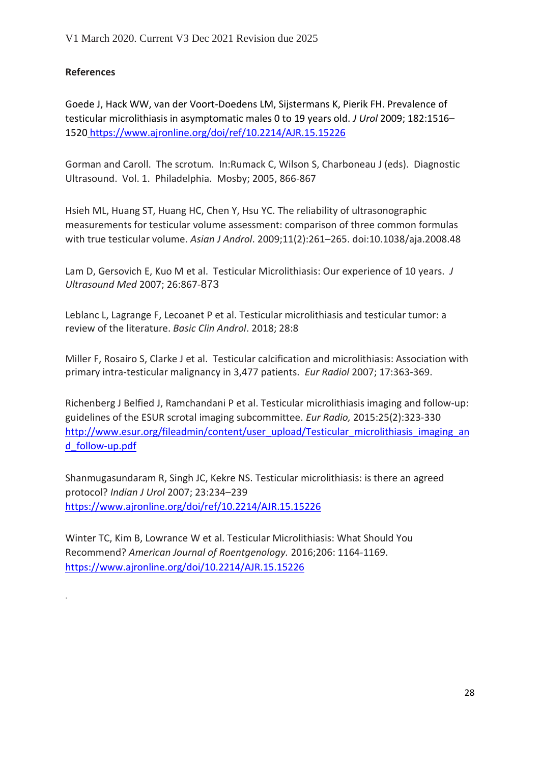**References**

Goede J, Hack WW, van der Voort-Doedens LM, Sijstermans K, Pierik FH. Prevalence of testicular microlithiasis in asymptomatic males 0 to 19 years old. *J Urol* 2009; 182:1516–1520 https://www.ajronline.org/doi/ref/10.2214/AJR.15.15226

Gorman and Caroll. The scrotum. In:Rumack C, Wilson S, Charboneau J (eds). Diagnostic Ultrasound. Vol. 1. Philadelphia. Mosby; 2005, 866-867

Hsieh ML, Huang ST, Huang HC, Chen Y, Hsu YC. The reliability of ultrasonographic measurements for testicular volume assessment: comparison of three common formulas with true testicular volume. *Asian J Androl*. 2009;11(2):261–265. doi:10.1038/aja.2008.48

Lam D, Gersovich E, Kuo M et al. Testicular Microlithiasis: Our experience of 10 years. *J Ultrasound Med* 2007; 26:867-873

Leblanc L, Lagrange F, Lecoanet P et al. Testicular microlithiasis and testicular tumor: a review of the literature. *Basic Clin Androl*. 2018; 28:8

Miller F, Rosairo S, Clarke J et al. Testicular calcification and microlithiasis: Association with primary intra-testicular malignancy in 3,477 patients. *Eur Radiol* 2007; 17:363-369.

Richenberg J Belfied J, Ramchandani P et al. Testicular microlithiasis imaging and follow-up: guidelines of the ESUR scrotal imaging subcommittee. *Eur Radio,* 2015:25(2):323-330 http://www.esur.org/fileadmin/content/user_upload/Testicular_microlithiasis_imaging_and_follow-up.pdf

Shanmugasundaram R, Singh JC, Kekre NS. Testicular microlithiasis: is there an agreed protocol? *Indian J Urol* 2007; 23:234–239 https://www.ajronline.org/doi/ref/10.2214/AJR.15.15226

Winter TC, Kim B, Lowrance W et al. Testicular Microlithiasis: What Should You Recommend? *American Journal of Roentgenology.* 2016;206: 1164-1169. https://www.ajronline.org/doi/10.2214/AJR.15.15226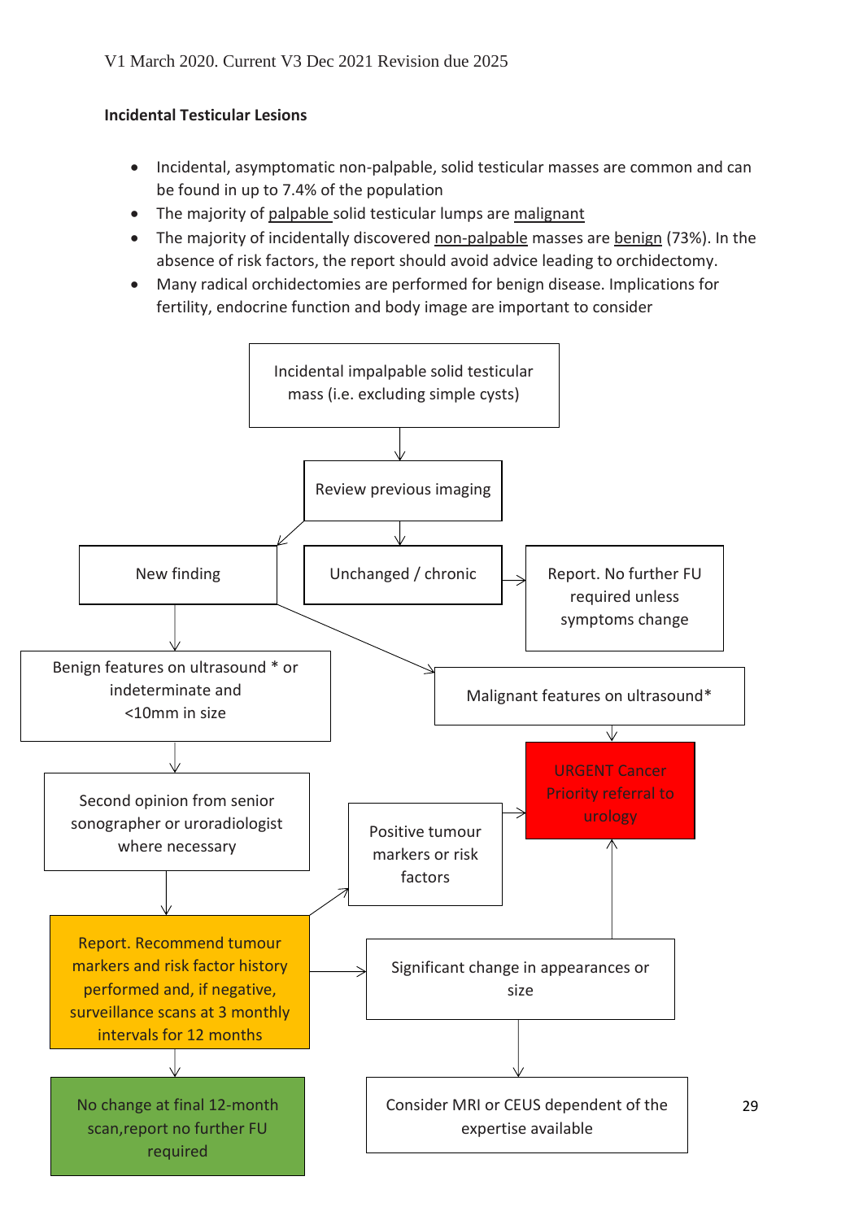V1 March 2020. Current V3 Dec 2021 Revision due 2025

**Incidental Testicular Lesions**

- Incidental, asymptomatic non-palpable, solid testicular masses are common and can be found in up to 7.4% of the population
- The majority of palpable solid testicular lumps are malignant
- The majority of incidentally discovered non-palpable masses are benign (73%). In the absence of risk factors, the report should avoid advice leading to orchidectomy.
- Many radical orchidectomies are performed for benign disease. Implications for fertility, endocrine function and body image are important to consider

Incidental impalpable solid testicular mass (i.e. excluding simple cysts)

Review previous imaging

New finding

Unchanged / chronic

Report. No further FU required unless symptoms change

Benign features on ultrasound * or indeterminate and <10mm in size

Malignant features on ultrasound*

URGENT Cancer Priority referral to urology

Second opinion from senior sonographer or uroradiologist where necessary

Positive tumour markers or risk factors

Report. Recommend tumour markers and risk factor history performed and, if negative, surveillance scans at 3 monthly intervals for 12 months

Significant change in appearances or size

No change at final 12-month scan,report no further FU required

Consider MRI or CEUS dependent of the expertise available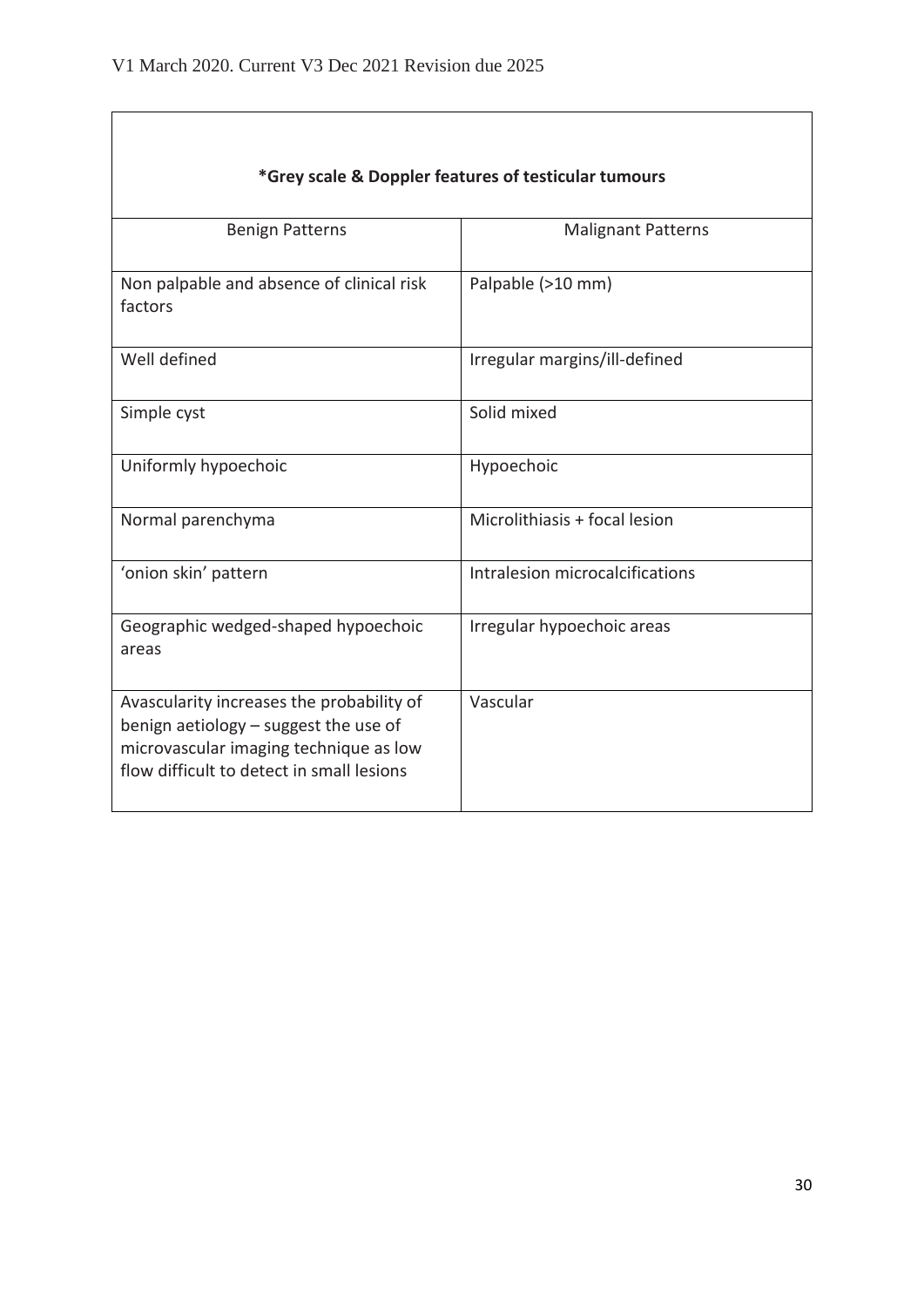| *Grey scale & Doppler features of testicular tumours | |
|---|---|
| Benign Patterns | Malignant Patterns |
| Non palpable and absence of clinical risk factors | Palpable (>10 mm) |
| Well defined | Irregular margins/ill-defined |
| Simple cyst | Solid mixed |
| Uniformly hypoechoic | Hypoechoic |
| Normal parenchyma | Microlithiasis + focal lesion |
| 'onion skin' pattern | Intralesion microcalcifications |
| Geographic wedged-shaped hypoechoic areas | Irregular hypoechoic areas |
| Avascularity increases the probability of benign aetiology – suggest the use of microvascular imaging technique as low flow difficult to detect in small lesions | Vascular |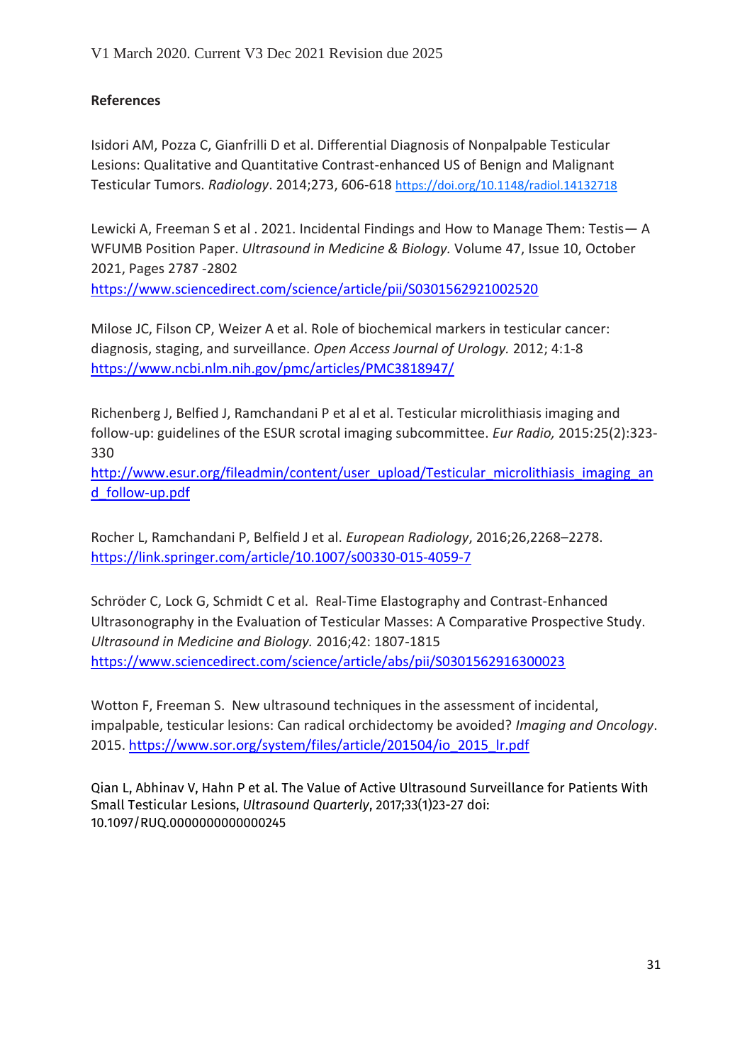## References

Isidori AM, Pozza C, Gianfrilli D et al. Differential Diagnosis of Nonpalpable Testicular Lesions: Qualitative and Quantitative Contrast-enhanced US of Benign and Malignant Testicular Tumors. *Radiology*. 2014;273, 606-618 https://doi.org/10.1148/radiol.14132718

Lewicki A, Freeman S et al . 2021. Incidental Findings and How to Manage Them: Testis— A WFUMB Position Paper. *Ultrasound in Medicine & Biology.* Volume 47, Issue 10, October 2021, Pages 2787 -2802
https://www.sciencedirect.com/science/article/pii/S0301562921002520

Milose JC, Filson CP, Weizer A et al. Role of biochemical markers in testicular cancer: diagnosis, staging, and surveillance. *Open Access Journal of Urology.* 2012; 4:1-8
https://www.ncbi.nlm.nih.gov/pmc/articles/PMC3818947/

Richenberg J, Belfied J, Ramchandani P et al et al. Testicular microlithiasis imaging and follow-up: guidelines of the ESUR scrotal imaging subcommittee. *Eur Radio,* 2015:25(2):323-330
http://www.esur.org/fileadmin/content/user_upload/Testicular_microlithiasis_imaging_and_follow-up.pdf

Rocher L, Ramchandani P, Belfield J et al. *European Radiology*, 2016;26,2268–2278.
https://link.springer.com/article/10.1007/s00330-015-4059-7

Schröder C, Lock G, Schmidt C et al. Real-Time Elastography and Contrast-Enhanced Ultrasonography in the Evaluation of Testicular Masses: A Comparative Prospective Study. *Ultrasound in Medicine and Biology.* 2016;42: 1807-1815
https://www.sciencedirect.com/science/article/abs/pii/S0301562916300023

Wotton F, Freeman S. New ultrasound techniques in the assessment of incidental, impalpable, testicular lesions: Can radical orchidectomy be avoided? *Imaging and Oncology*. 2015. https://www.sor.org/system/files/article/201504/io_2015_lr.pdf

Qian L, Abhinav V, Hahn P et al. The Value of Active Ultrasound Surveillance for Patients With Small Testicular Lesions, *Ultrasound Quarterly*, 2017;33(1)23-27 doi: 10.1097/RUQ.0000000000000245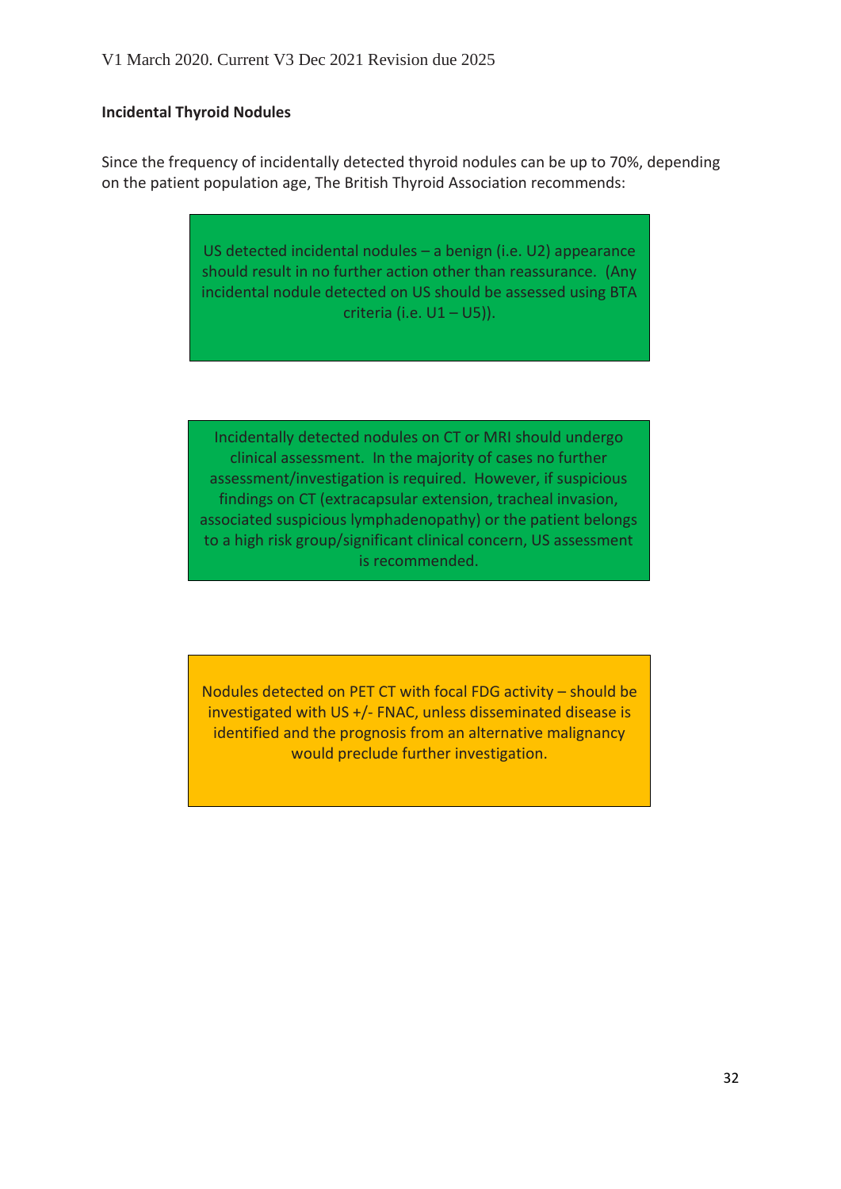V1 March 2020. Current V3 Dec 2021 Revision due 2025

**Incidental Thyroid Nodules**

Since the frequency of incidentally detected thyroid nodules can be up to 70%, depending on the patient population age, The British Thyroid Association recommends:

US detected incidental nodules – a benign (i.e. U2) appearance should result in no further action other than reassurance. (Any incidental nodule detected on US should be assessed using BTA criteria (i.e. U1 – U5)).

Incidentally detected nodules on CT or MRI should undergo clinical assessment. In the majority of cases no further assessment/investigation is required. However, if suspicious findings on CT (extracapsular extension, tracheal invasion, associated suspicious lymphadenopathy) or the patient belongs to a high risk group/significant clinical concern, US assessment is recommended.

Nodules detected on PET CT with focal FDG activity – should be investigated with US +/- FNAC, unless disseminated disease is identified and the prognosis from an alternative malignancy would preclude further investigation.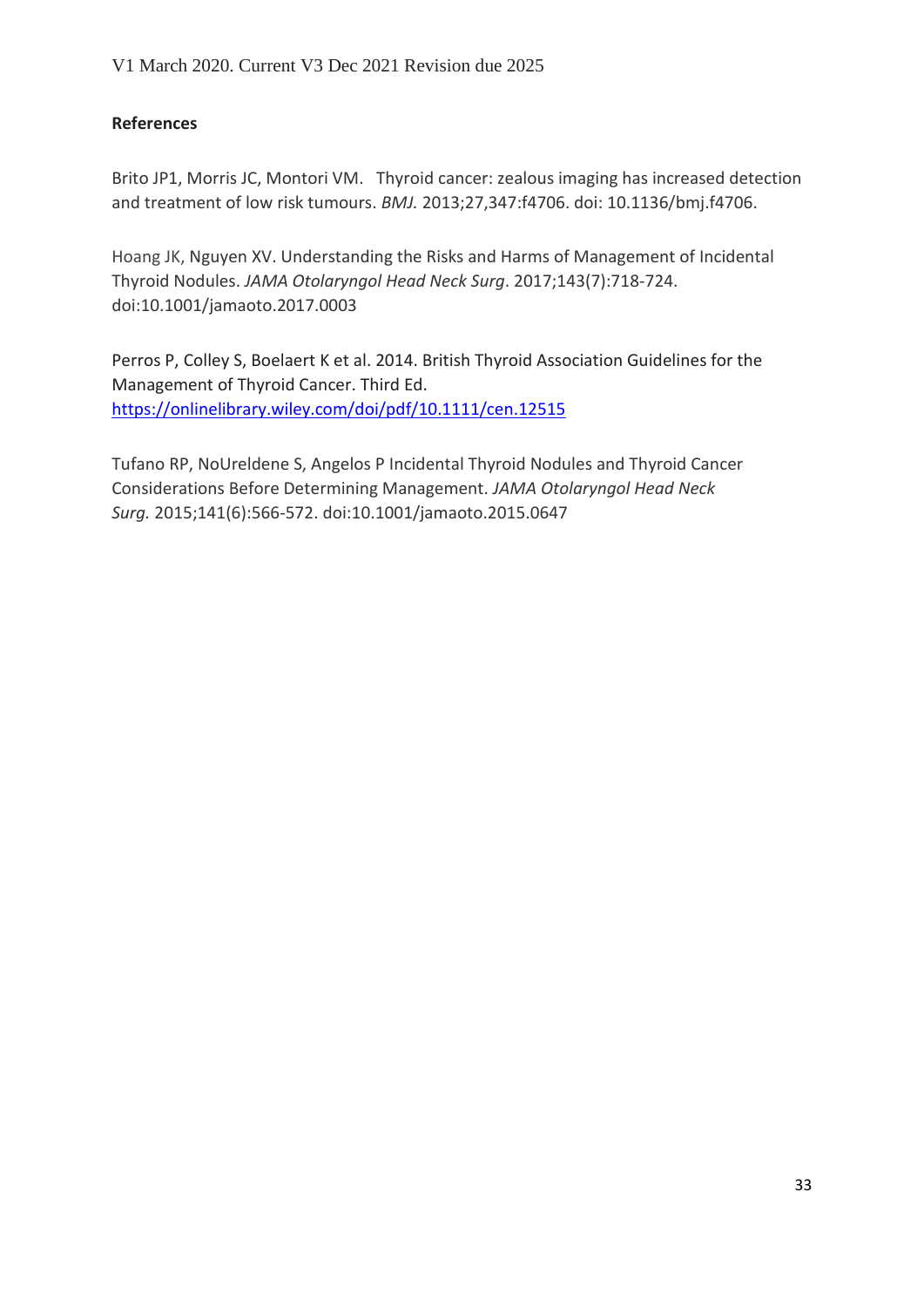**References**

Brito JP1, Morris JC, Montori VM. Thyroid cancer: zealous imaging has increased detection and treatment of low risk tumours. *BMJ.* 2013;27,347:f4706. doi: 10.1136/bmj.f4706.

Hoang JK, Nguyen XV. Understanding the Risks and Harms of Management of Incidental Thyroid Nodules. *JAMA Otolaryngol Head Neck Surg*. 2017;143(7):718-724. doi:10.1001/jamaoto.2017.0003

Perros P, Colley S, Boelaert K et al. 2014. British Thyroid Association Guidelines for the Management of Thyroid Cancer. Third Ed. https://onlinelibrary.wiley.com/doi/pdf/10.1111/cen.12515

Tufano RP, NoUreldene S, Angelos P Incidental Thyroid Nodules and Thyroid Cancer Considerations Before Determining Management. *JAMA Otolaryngol Head Neck Surg.* 2015;141(6):566-572. doi:10.1001/jamaoto.2015.0647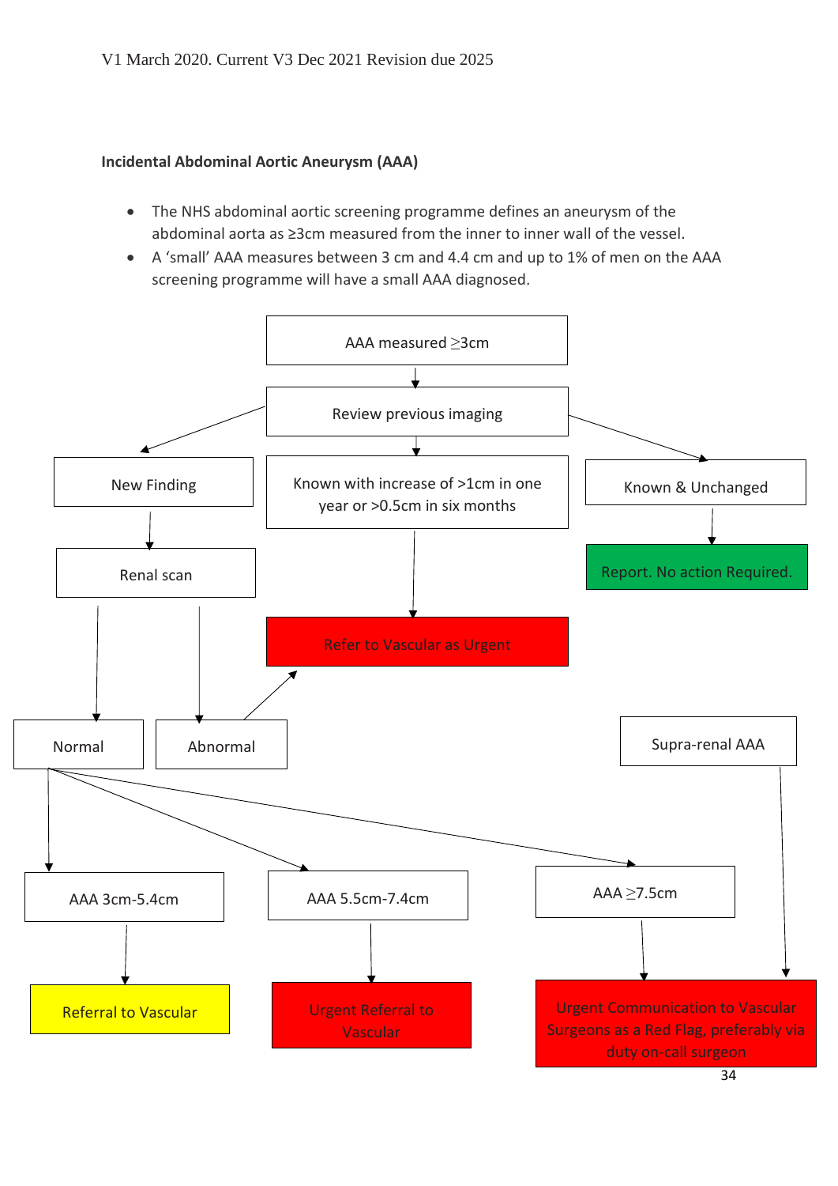V1 March 2020. Current V3 Dec 2021 Revision due 2025

**Incidental Abdominal Aortic Aneurysm (AAA)**

- The NHS abdominal aortic screening programme defines an aneurysm of the abdominal aorta as ≥3cm measured from the inner to inner wall of the vessel.
- A 'small' AAA measures between 3 cm and 4.4 cm and up to 1% of men on the AAA screening programme will have a small AAA diagnosed.

AAA measured ≥3cm

Review previous imaging

New Finding

Known with increase of >1cm in one year or >0.5cm in six months

Known & Unchanged

Renal scan

Report. No action Required.

Refer to Vascular as Urgent

Normal

Abnormal

Supra-renal AAA

AAA 3cm-5.4cm

AAA 5.5cm-7.4cm

AAA ≥7.5cm

Referral to Vascular

Urgent Referral to Vascular

Urgent Communication to Vascular Surgeons as a Red Flag, preferably via duty on-call surgeon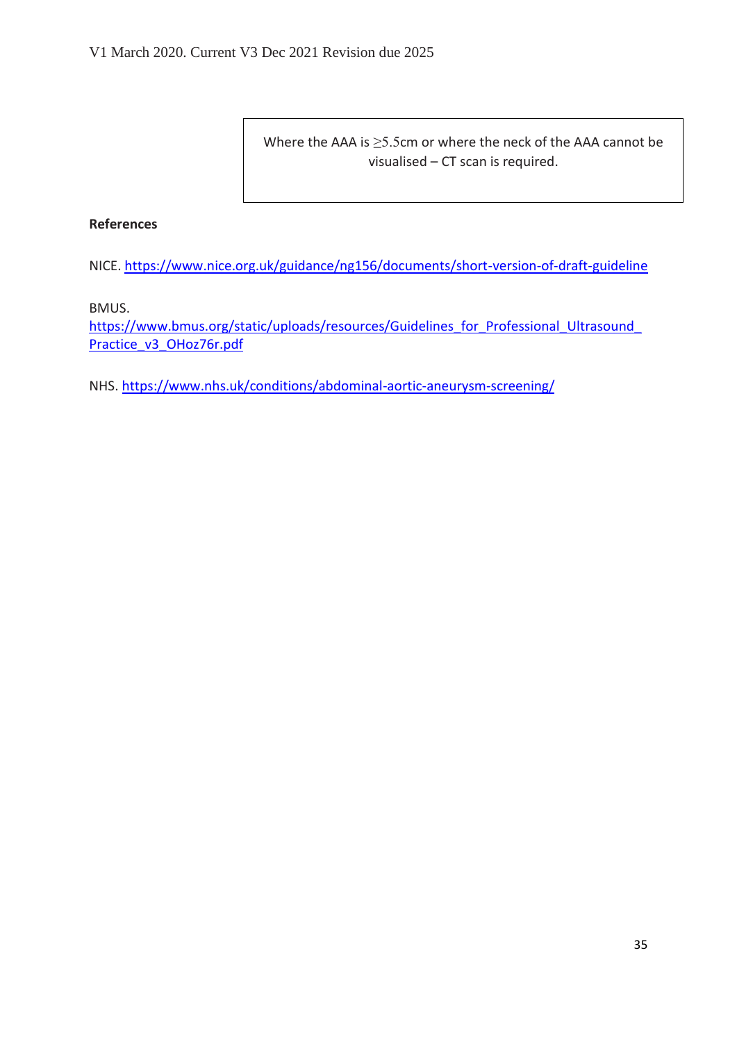Where the AAA is $\geq$5.5cm or where the neck of the AAA cannot be visualised – CT scan is required.

**References**

NICE. https://www.nice.org.uk/guidance/ng156/documents/short-version-of-draft-guideline

BMUS.
https://www.bmus.org/static/uploads/resources/Guidelines_for_Professional_Ultrasound_Practice_v3_OHoz76r.pdf

NHS. https://www.nhs.uk/conditions/abdominal-aortic-aneurysm-screening/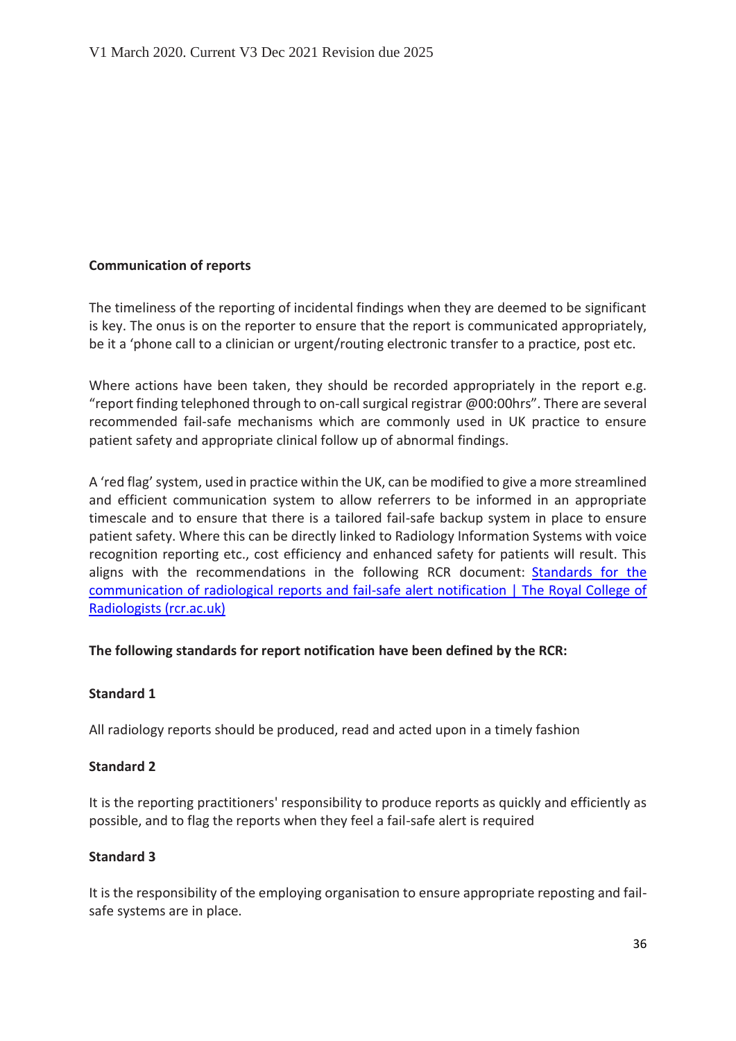**Communication of reports**

The timeliness of the reporting of incidental findings when they are deemed to be significant is key. The onus is on the reporter to ensure that the report is communicated appropriately, be it a 'phone call to a clinician or urgent/routing electronic transfer to a practice, post etc.

Where actions have been taken, they should be recorded appropriately in the report e.g. "report finding telephoned through to on-call surgical registrar @00:00hrs". There are several recommended fail-safe mechanisms which are commonly used in UK practice to ensure patient safety and appropriate clinical follow up of abnormal findings.

A 'red flag' system, used in practice within the UK, can be modified to give a more streamlined and efficient communication system to allow referrers to be informed in an appropriate timescale and to ensure that there is a tailored fail-safe backup system in place to ensure patient safety. Where this can be directly linked to Radiology Information Systems with voice recognition reporting etc., cost efficiency and enhanced safety for patients will result. This aligns with the recommendations in the following RCR document: Standards for the communication of radiological reports and fail-safe alert notification | The Royal College of Radiologists (rcr.ac.uk)

**The following standards for report notification have been defined by the RCR:**

**Standard 1**

All radiology reports should be produced, read and acted upon in a timely fashion

**Standard 2**

It is the reporting practitioners' responsibility to produce reports as quickly and efficiently as possible, and to flag the reports when they feel a fail-safe alert is required

**Standard 3**

It is the responsibility of the employing organisation to ensure appropriate reposting and fail-safe systems are in place.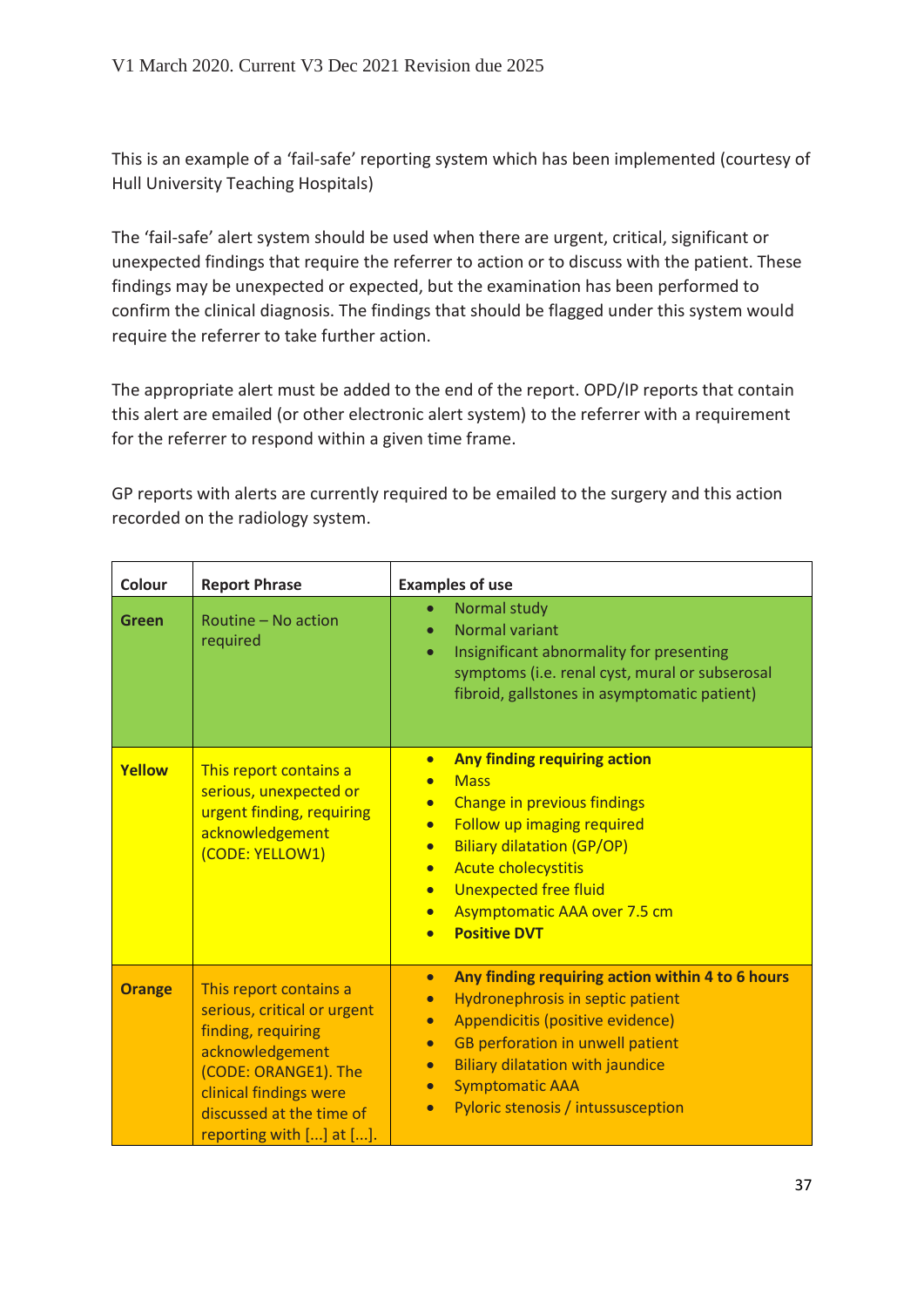V1 March 2020. Current V3 Dec 2021 Revision due 2025

This is an example of a 'fail-safe' reporting system which has been implemented (courtesy of Hull University Teaching Hospitals)

The 'fail-safe' alert system should be used when there are urgent, critical, significant or unexpected findings that require the referrer to action or to discuss with the patient. These findings may be unexpected or expected, but the examination has been performed to confirm the clinical diagnosis. The findings that should be flagged under this system would require the referrer to take further action.

The appropriate alert must be added to the end of the report. OPD/IP reports that contain this alert are emailed (or other electronic alert system) to the referrer with a requirement for the referrer to respond within a given time frame.

GP reports with alerts are currently required to be emailed to the surgery and this action recorded on the radiology system.

| Colour | Report Phrase | Examples of use |
|---|---|---|
| **Green** | Routine – No action required | • Normal study<br>• Normal variant<br>• Insignificant abnormality for presenting symptoms (i.e. renal cyst, mural or subserosal fibroid, gallstones in asymptomatic patient) |
| **Yellow** | This report contains a serious, unexpected or urgent finding, requiring acknowledgement (CODE: YELLOW1) | • **Any finding requiring action**<br>• Mass<br>• Change in previous findings<br>• Follow up imaging required<br>• Biliary dilatation (GP/OP)<br>• Acute cholecystitis<br>• Unexpected free fluid<br>• Asymptomatic AAA over 7.5 cm<br>• **Positive DVT** |
| **Orange** | This report contains a serious, critical or urgent finding, requiring acknowledgement (CODE: ORANGE1). The clinical findings were discussed at the time of reporting with [...] at [...]. | • **Any finding requiring action within 4 to 6 hours**<br>• Hydronephrosis in septic patient<br>• Appendicitis (positive evidence)<br>• GB perforation in unwell patient<br>• Biliary dilatation with jaundice<br>• Symptomatic AAA<br>• Pyloric stenosis / intussusception |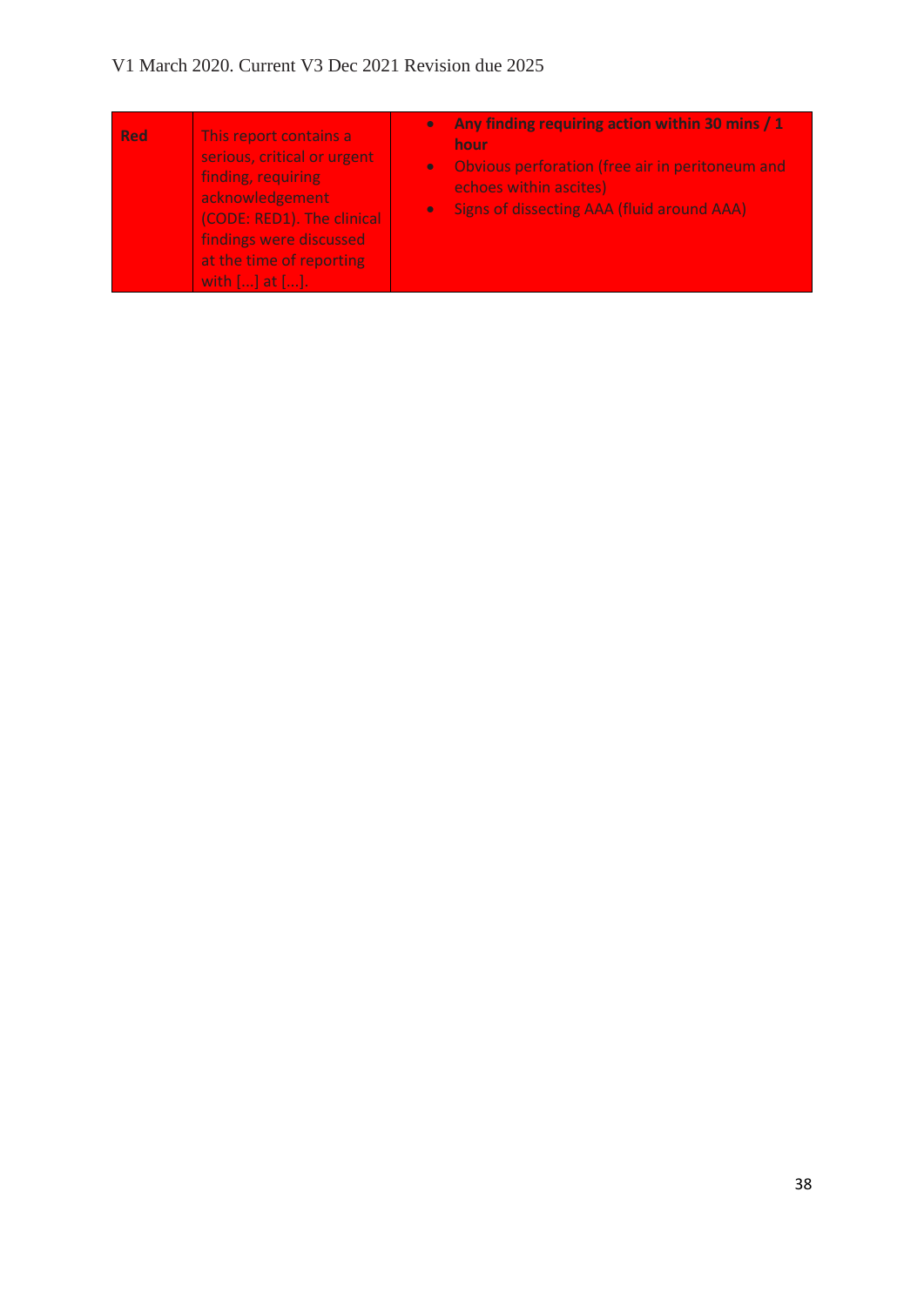| | | |
|---|---|---|
| **Red** | This report contains a serious, critical or urgent finding, requiring acknowledgement (CODE: RED1). The clinical findings were discussed at the time of reporting with [...] at [...]. | • **Any finding requiring action within 30 mins / 1 hour**<br>• Obvious perforation (free air in peritoneum and echoes within ascites)<br>• Signs of dissecting AAA (fluid around AAA) |